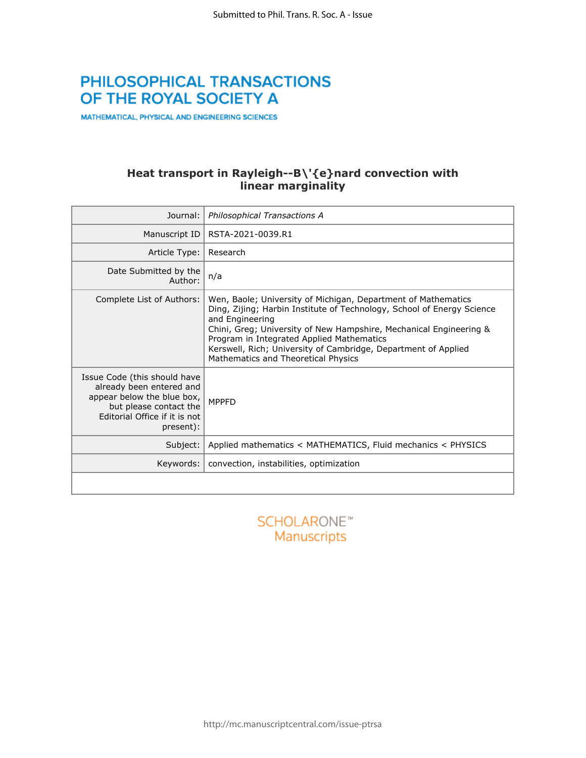Submitted to Phil. Trans. R. Soc. A - Issue

**PHILOSOPHICAL TRANSACTIONS OF THE ROYAL SOCIETY A**

MATHEMATICAL, PHYSICAL AND ENGINEERING SCIENCES

# Heat transport in Rayleigh--B\'{e}nard convection with linear marginality

| | |
|---|---|
| Journal: | *Philosophical Transactions A* |
| Manuscript ID | RSTA-2021-0039.R1 |
| Article Type: | Research |
| Date Submitted by the Author: | n/a |
| Complete List of Authors: | Wen, Baole; University of Michigan, Department of Mathematics<br>Ding, Zijing; Harbin Institute of Technology, School of Energy Science and Engineering<br>Chini, Greg; University of New Hampshire, Mechanical Engineering & Program in Integrated Applied Mathematics<br>Kerswell, Rich; University of Cambridge, Department of Applied Mathematics and Theoretical Physics |
| Issue Code (this should have already been entered and appear below the blue box, but please contact the Editorial Office if it is not present): | MPPFD |
| Subject: | Applied mathematics < MATHEMATICS, Fluid mechanics < PHYSICS |
| Keywords: | convection, instabilities, optimization |

SCHOLARONE™ Manuscripts

http://mc.manuscriptcentral.com/issue-ptrsa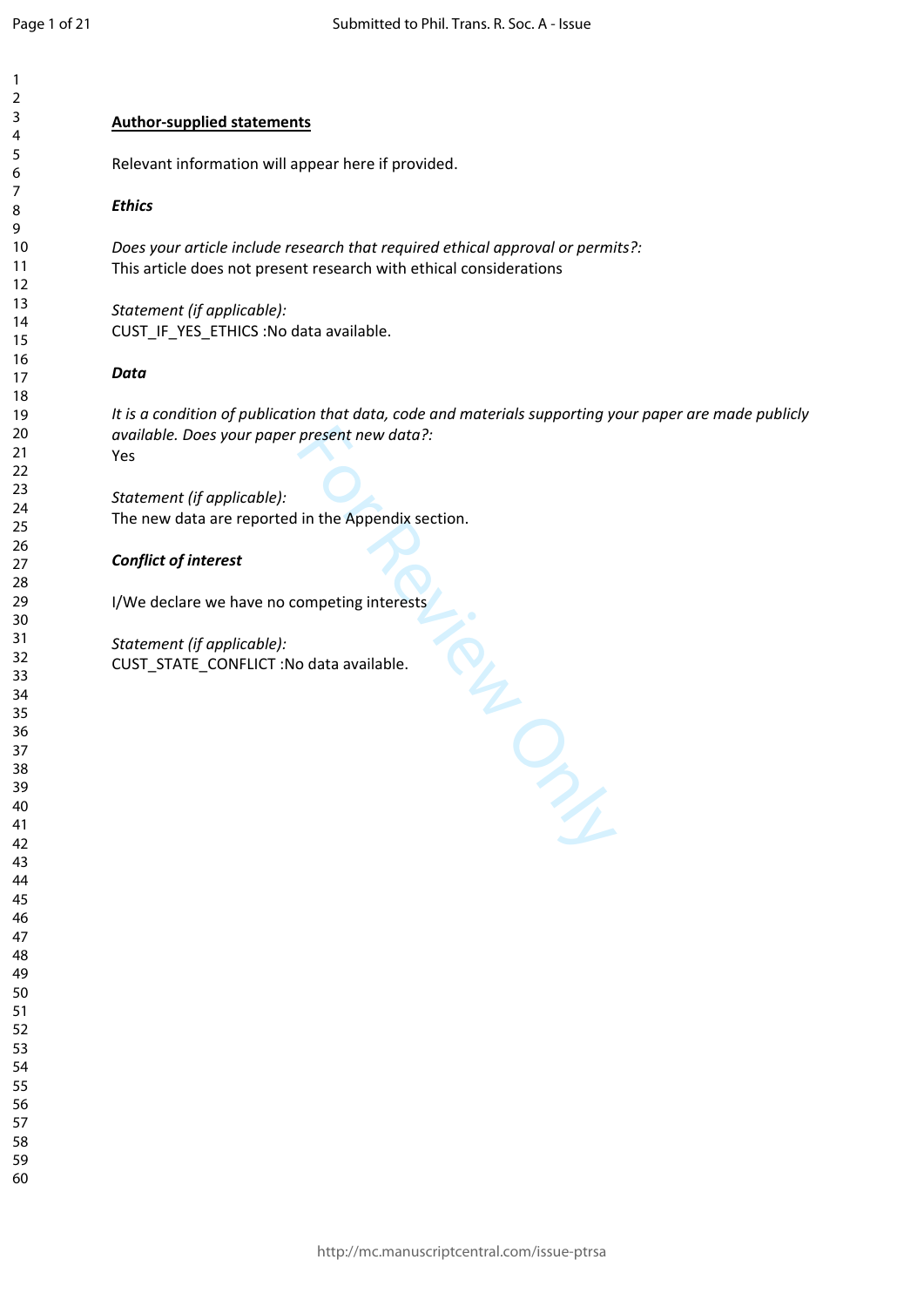**Author-supplied statements**

Relevant information will appear here if provided.

***Ethics***

*Does your article include research that required ethical approval or permits?:*
This article does not present research with ethical considerations

*Statement (if applicable):*
CUST_IF_YES_ETHICS :No data available.

***Data***

*It is a condition of publication that data, code and materials supporting your paper are made publicly available. Does your paper present new data?:*
Yes

*Statement (if applicable):*
The new data are reported in the Appendix section.

***Conflict of interest***

I/We declare we have no competing interests

*Statement (if applicable):*
CUST_STATE_CONFLICT :No data available.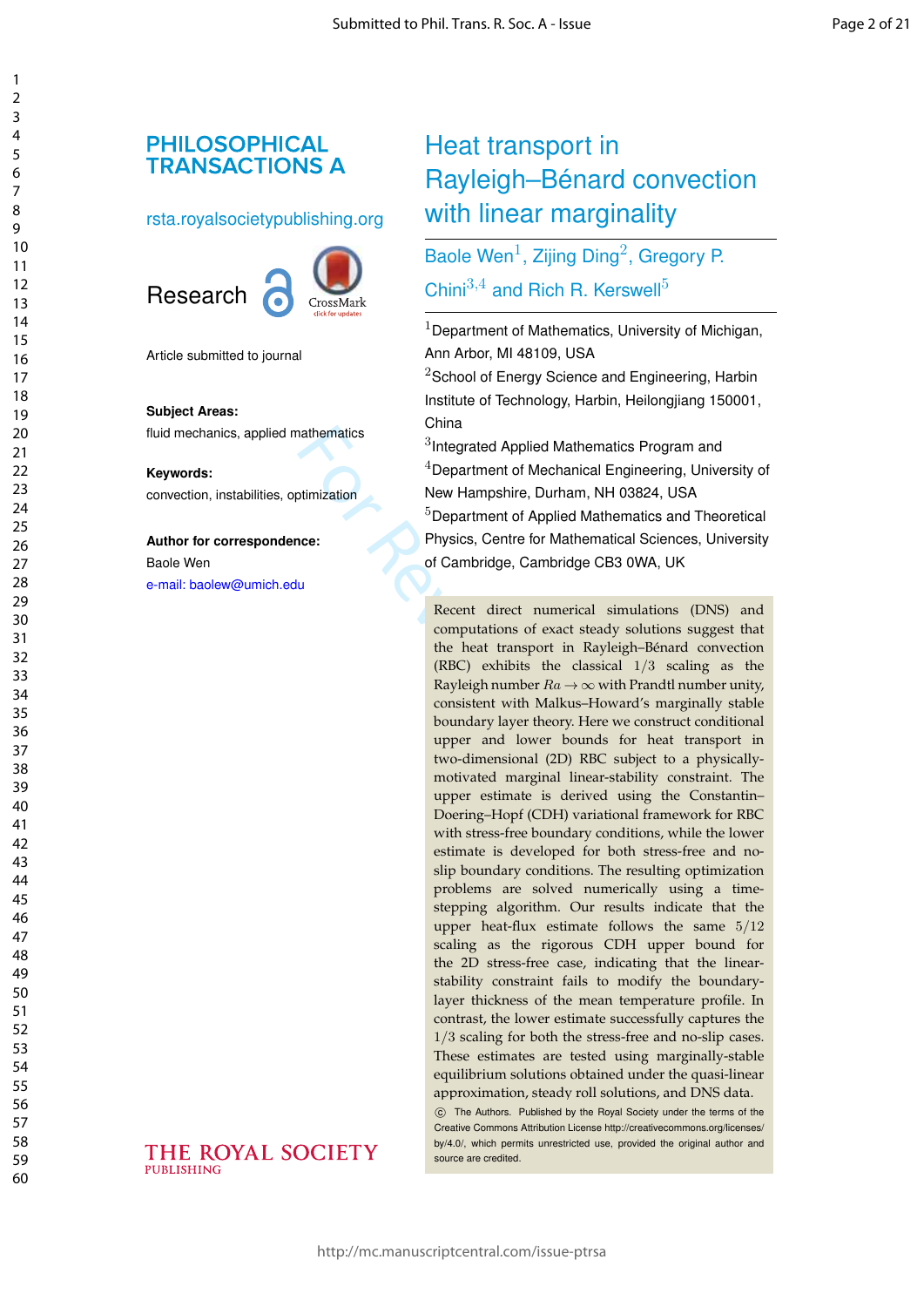# PHILOSOPHICAL TRANSACTIONS A

rsta.royalsocietypublishing.org

Research

Article submitted to journal

**Subject Areas:**

fluid mechanics, applied mathematics

**Keywords:**

convection, instabilities, optimization

**Author for correspondence:**

Baole Wen

e-mail: baolew@umich.edu

# Heat transport in Rayleigh–Bénard convection with linear marginality

Baole Wen[1], Zijing Ding[2], Gregory P. Chini[3,4] and Rich R. Kerswell[5]

[1]Department of Mathematics, University of Michigan, Ann Arbor, MI 48109, USA

[2]School of Energy Science and Engineering, Harbin Institute of Technology, Harbin, Heilongjiang 150001, China

[3]Integrated Applied Mathematics Program and

[4]Department of Mechanical Engineering, University of New Hampshire, Durham, NH 03824, USA

[5]Department of Applied Mathematics and Theoretical Physics, Centre for Mathematical Sciences, University of Cambridge, Cambridge CB3 0WA, UK

Recent direct numerical simulations (DNS) and computations of exact steady solutions suggest that the heat transport in Rayleigh–Bénard convection (RBC) exhibits the classical $1/3$ scaling as the Rayleigh number $Ra \to \infty$ with Prandtl number unity, consistent with Malkus–Howard's marginally stable boundary layer theory. Here we construct conditional upper and lower bounds for heat transport in two-dimensional (2D) RBC subject to a physically-motivated marginal linear-stability constraint. The upper estimate is derived using the Constantin–Doering–Hopf (CDH) variational framework for RBC with stress-free boundary conditions, while the lower estimate is developed for both stress-free and no-slip boundary conditions. The resulting optimization problems are solved numerically using a time-stepping algorithm. Our results indicate that the upper heat-flux estimate follows the same $5/12$ scaling as the rigorous CDH upper bound for the 2D stress-free case, indicating that the linear-stability constraint fails to modify the boundary-layer thickness of the mean temperature profile. In contrast, the lower estimate successfully captures the $1/3$ scaling for both the stress-free and no-slip cases. These estimates are tested using marginally-stable equilibrium solutions obtained under the quasi-linear approximation, steady roll solutions, and DNS data.

© The Authors. Published by the Royal Society under the terms of the Creative Commons Attribution License http://creativecommons.org/licenses/by/4.0/, which permits unrestricted use, provided the original author and source are credited.

THE ROYAL SOCIETY PUBLISHING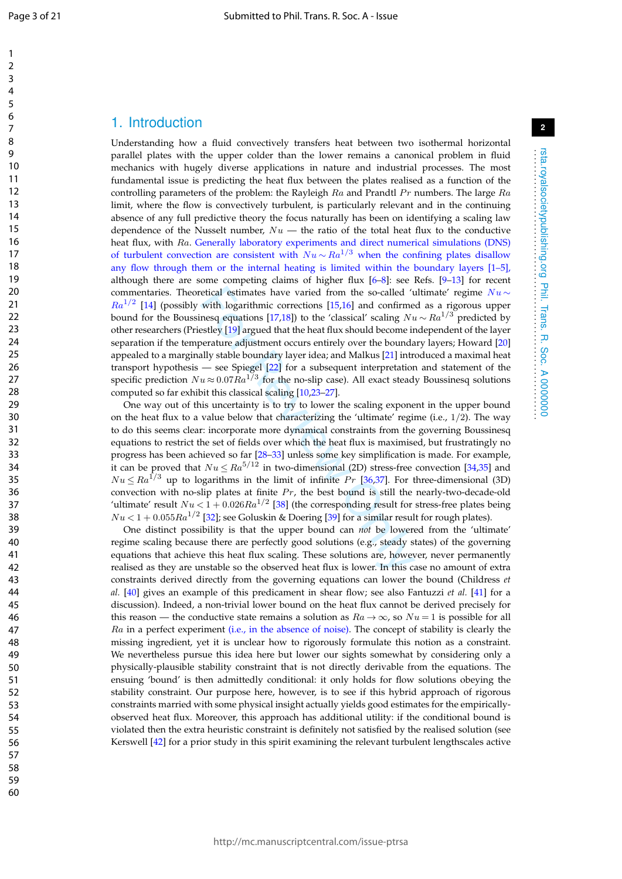# 1. Introduction

Understanding how a fluid convectively transfers heat between two isothermal horizontal parallel plates with the upper colder than the lower remains a canonical problem in fluid mechanics with hugely diverse applications in nature and industrial processes. The most fundamental issue is predicting the heat flux between the plates realised as a function of the controlling parameters of the problem: the Rayleigh $Ra$ and Prandtl $Pr$ numbers. The large $Ra$ limit, where the flow is convectively turbulent, is particularly relevant and in the continuing absence of any full predictive theory the focus naturally has been on identifying a scaling law dependence of the Nusselt number, $Nu$ — the ratio of the total heat flux to the conductive heat flux, with $Ra$. Generally laboratory experiments and direct numerical simulations (DNS) of turbulent convection are consistent with $Nu \sim Ra^{1/3}$ when the confining plates disallow any flow through them or the internal heating is limited within the boundary layers [1–5], although there are some competing claims of higher flux [6–8]: see Refs. [9–13] for recent commentaries. Theoretical estimates have varied from the so-called 'ultimate' regime $Nu \sim Ra^{1/2}$ [14] (possibly with logarithmic corrections [15,16] and confirmed as a rigorous upper bound for the Boussinesq equations [17,18]) to the 'classical' scaling $Nu \sim Ra^{1/3}$ predicted by other researchers (Priestley [19] argued that the heat flux should become independent of the layer separation if the temperature adjustment occurs entirely over the boundary layers; Howard [20] appealed to a marginally stable boundary layer idea; and Malkus [21] introduced a maximal heat transport hypothesis — see Spiegel [22] for a subsequent interpretation and statement of the specific prediction $Nu \approx 0.07Ra^{1/3}$ for the no-slip case). All exact steady Boussinesq solutions computed so far exhibit this classical scaling [10,23–27].

One way out of this uncertainty is to try to lower the scaling exponent in the upper bound on the heat flux to a value below that characterizing the 'ultimate' regime (i.e., $1/2$). The way to do this seems clear: incorporate more dynamical constraints from the governing Boussinesq equations to restrict the set of fields over which the heat flux is maximised, but frustratingly no progress has been achieved so far [28–33] unless some key simplification is made. For example, it can be proved that $Nu \leq Ra^{5/12}$ in two-dimensional (2D) stress-free convection [34,35] and $Nu \leq Ra^{1/3}$ up to logarithms in the limit of infinite $Pr$ [36,37]. For three-dimensional (3D) convection with no-slip plates at finite $Pr$, the best bound is still the nearly-two-decade-old 'ultimate' result $Nu < 1 + 0.026Ra^{1/2}$ [38] (the corresponding result for stress-free plates being $Nu < 1 + 0.055Ra^{1/2}$ [32]; see Goluskin & Doering [39] for a similar result for rough plates).

One distinct possibility is that the upper bound can *not* be lowered from the 'ultimate' regime scaling because there are perfectly good solutions (e.g., steady states) of the governing equations that achieve this heat flux scaling. These solutions are, however, never permanently realised as they are unstable so the observed heat flux is lower. In this case no amount of extra constraints derived directly from the governing equations can lower the bound (Childress *et al.* [40] gives an example of this predicament in shear flow; see also Fantuzzi *et al.* [41] for a discussion). Indeed, a non-trivial lower bound on the heat flux cannot be derived precisely for this reason — the conductive state remains a solution as $Ra \to \infty$, so $Nu = 1$ is possible for all $Ra$ in a perfect experiment (i.e., in the absence of noise). The concept of stability is clearly the missing ingredient, yet it is unclear how to rigorously formulate this notion as a constraint. We nevertheless pursue this idea here but lower our sights somewhat by considering only a physically-plausible stability constraint that is not directly derivable from the equations. The ensuing 'bound' is then admittedly conditional: it only holds for flow solutions obeying the stability constraint. Our purpose here, however, is to see if this hybrid approach of rigorous constraints married with some physical insight actually yields good estimates for the empirically-observed heat flux. Moreover, this approach has additional utility: if the conditional bound is violated then the extra heuristic constraint is definitely not satisfied by the realised solution (see Kerswell [42] for a prior study in this spirit examining the relevant turbulent lengthscales active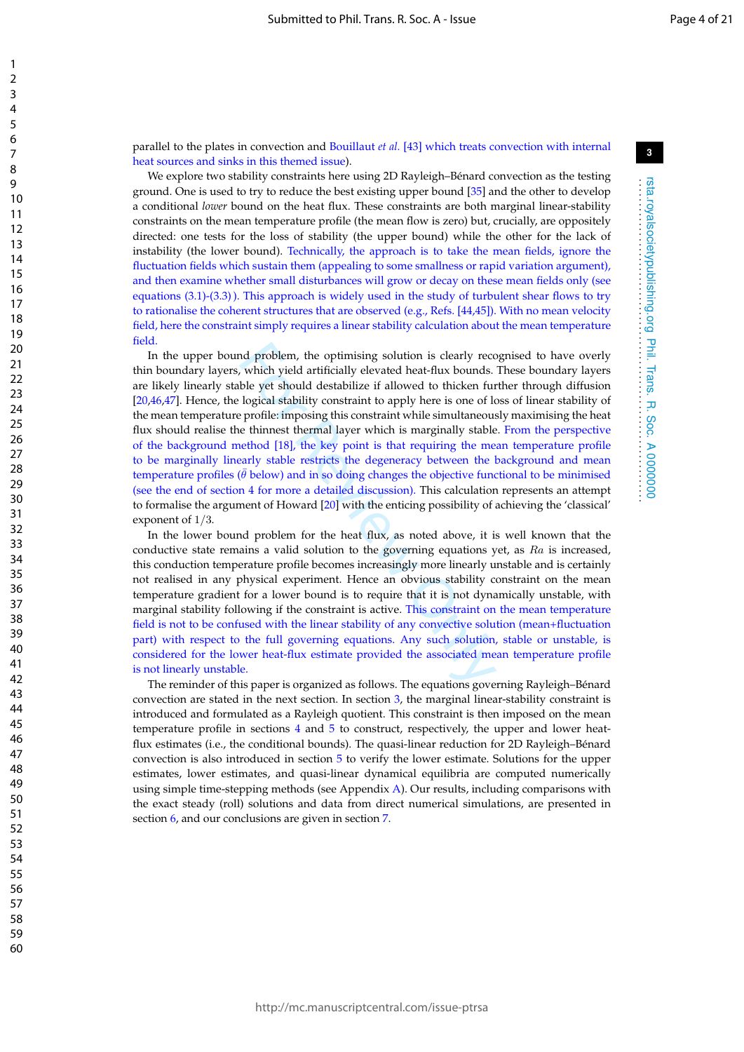parallel to the plates in convection and Bouillaut *et al.* [43] which treats convection with internal heat sources and sinks in this themed issue).

We explore two stability constraints here using 2D Rayleigh–Bénard convection as the testing ground. One is used to try to reduce the best existing upper bound [35] and the other to develop a conditional *lower* bound on the heat flux. These constraints are both marginal linear-stability constraints on the mean temperature profile (the mean flow is zero) but, crucially, are oppositely directed: one tests for the loss of stability (the upper bound) while the other for the lack of instability (the lower bound). Technically, the approach is to take the mean fields, ignore the fluctuation fields which sustain them (appealing to some smallness or rapid variation argument), and then examine whether small disturbances will grow or decay on these mean fields only (see equations (3.1)-(3.3)). This approach is widely used in the study of turbulent shear flows to try to rationalise the coherent structures that are observed (e.g., Refs. [44,45]). With no mean velocity field, here the constraint simply requires a linear stability calculation about the mean temperature field.

In the upper bound problem, the optimising solution is clearly recognised to have overly thin boundary layers, which yield artificially elevated heat-flux bounds. These boundary layers are likely linearly stable yet should destabilize if allowed to thicken further through diffusion [20,46,47]. Hence, the logical stability constraint to apply here is one of loss of linear stability of the mean temperature profile: imposing this constraint while simultaneously maximising the heat flux should realise the thinnest thermal layer which is marginally stable. From the perspective of the background method [18], the key point is that requiring the mean temperature profile to be marginally linearly stable restricts the degeneracy between the background and mean temperature profiles ($\bar{\theta}$ below) and in so doing changes the objective functional to be minimised (see the end of section 4 for more a detailed discussion). This calculation represents an attempt to formalise the argument of Howard [20] with the enticing possibility of achieving the 'classical' exponent of $1/3$.

In the lower bound problem for the heat flux, as noted above, it is well known that the conductive state remains a valid solution to the governing equations yet, as $Ra$ is increased, this conduction temperature profile becomes increasingly more linearly unstable and is certainly not realised in any physical experiment. Hence an obvious stability constraint on the mean temperature gradient for a lower bound is to require that it is not dynamically unstable, with marginal stability following if the constraint is active. This constraint on the mean temperature field is not to be confused with the linear stability of any convective solution (mean+fluctuation part) with respect to the full governing equations. Any such solution, stable or unstable, is considered for the lower heat-flux estimate provided the associated mean temperature profile is not linearly unstable.

The reminder of this paper is organized as follows. The equations governing Rayleigh–Bénard convection are stated in the next section. In section 3, the marginal linear-stability constraint is introduced and formulated as a Rayleigh quotient. This constraint is then imposed on the mean temperature profile in sections 4 and 5 to construct, respectively, the upper and lower heat-flux estimates (i.e., the conditional bounds). The quasi-linear reduction for 2D Rayleigh–Bénard convection is also introduced in section 5 to verify the lower estimate. Solutions for the upper estimates, lower estimates, and quasi-linear dynamical equilibria are computed numerically using simple time-stepping methods (see Appendix A). Our results, including comparisons with the exact steady (roll) solutions and data from direct numerical simulations, are presented in section 6, and our conclusions are given in section 7.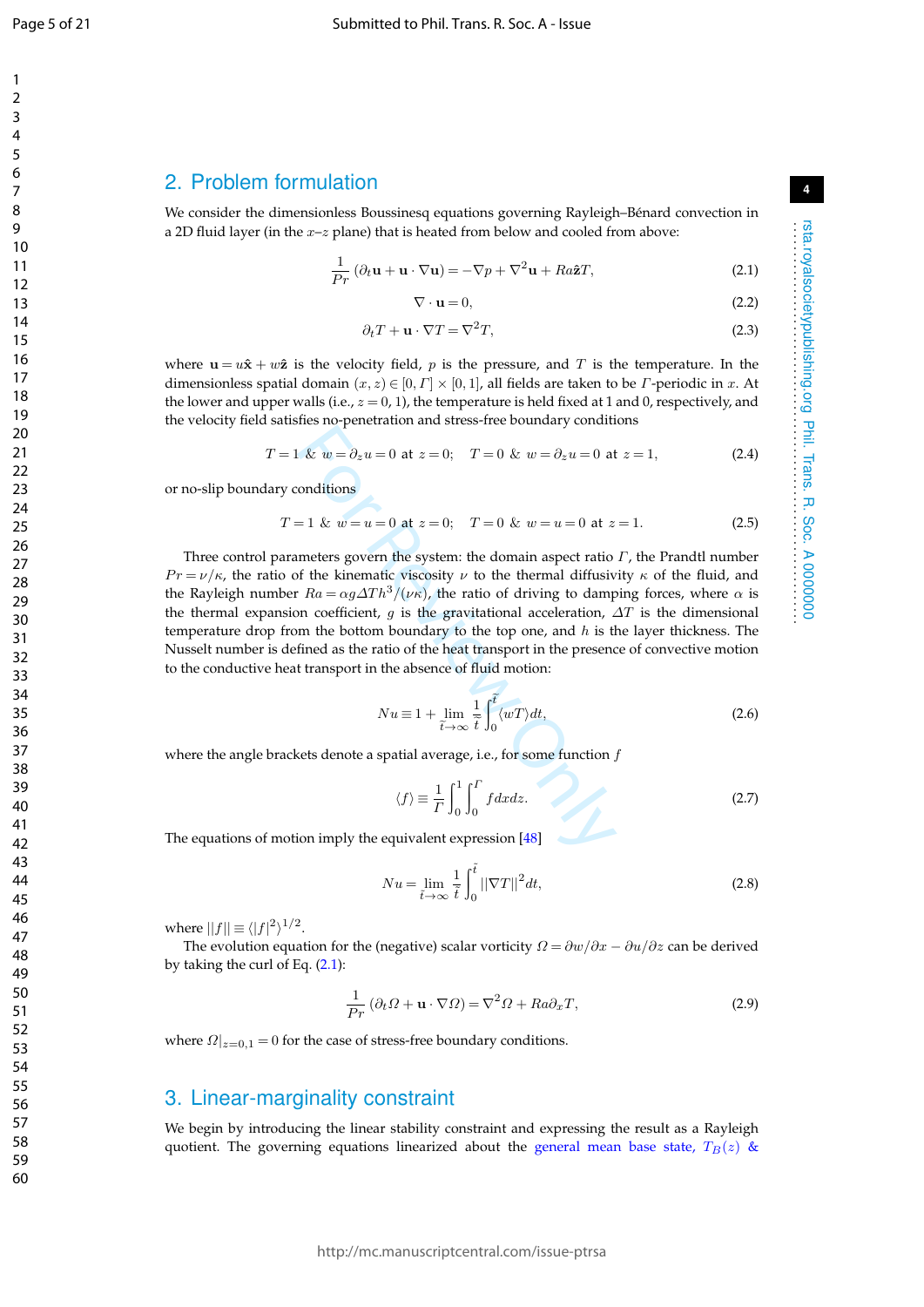## 2. Problem formulation

We consider the dimensionless Boussinesq equations governing Rayleigh–Bénard convection in a 2D fluid layer (in the $x$–$z$ plane) that is heated from below and cooled from above:

$$\frac{1}{Pr}\left(\partial_t \mathbf{u} + \mathbf{u}\cdot\nabla\mathbf{u}\right) = -\nabla p + \nabla^2\mathbf{u} + Ra\hat{\mathbf{z}}T, \tag{2.1}$$

$$\nabla\cdot\mathbf{u} = 0, \tag{2.2}$$

$$\partial_t T + \mathbf{u}\cdot\nabla T = \nabla^2 T, \tag{2.3}$$

where $\mathbf{u} = u\hat{\mathbf{x}} + w\hat{\mathbf{z}}$ is the velocity field, $p$ is the pressure, and $T$ is the temperature. In the dimensionless spatial domain $(x, z) \in [0, \Gamma] \times [0, 1]$, all fields are taken to be $\Gamma$-periodic in $x$. At the lower and upper walls (i.e., $z = 0, 1$), the temperature is held fixed at 1 and 0, respectively, and the velocity field satisfies no-penetration and stress-free boundary conditions

$$T = 1 \ \& \ w = \partial_z u = 0 \ \text{at} \ z = 0; \quad T = 0 \ \& \ w = \partial_z u = 0 \ \text{at} \ z = 1, \tag{2.4}$$

or no-slip boundary conditions

$$T = 1 \ \& \ w = u = 0 \ \text{at} \ z = 0; \quad T = 0 \ \& \ w = u = 0 \ \text{at} \ z = 1. \tag{2.5}$$

Three control parameters govern the system: the domain aspect ratio $\Gamma$, the Prandtl number $Pr = \nu/\kappa$, the ratio of the kinematic viscosity $\nu$ to the thermal diffusivity $\kappa$ of the fluid, and the Rayleigh number $Ra = \alpha g \Delta T h^3/(\nu\kappa)$, the ratio of driving to damping forces, where $\alpha$ is the thermal expansion coefficient, $g$ is the gravitational acceleration, $\Delta T$ is the dimensional temperature drop from the bottom boundary to the top one, and $h$ is the layer thickness. The Nusselt number is defined as the ratio of the heat transport in the presence of convective motion to the conductive heat transport in the absence of fluid motion:

$$Nu \equiv 1 + \lim_{\tilde{t}\to\infty} \frac{1}{\tilde{t}} \int_0^{\tilde{t}} \langle wT \rangle dt, \tag{2.6}$$

where the angle brackets denote a spatial average, i.e., for some function $f$

$$\langle f \rangle \equiv \frac{1}{\Gamma} \int_0^1 \int_0^\Gamma f dx dz. \tag{2.7}$$

The equations of motion imply the equivalent expression [48]

$$Nu = \lim_{\tilde{t}\to\infty} \frac{1}{\tilde{t}} \int_0^{\tilde{t}} ||\nabla T||^2 dt, \tag{2.8}$$

where $||f|| \equiv \langle |f|^2 \rangle^{1/2}$.

The evolution equation for the (negative) scalar vorticity $\Omega = \partial w/\partial x - \partial u/\partial z$ can be derived by taking the curl of Eq. (2.1):

$$\frac{1}{Pr}\left(\partial_t \Omega + \mathbf{u}\cdot\nabla\Omega\right) = \nabla^2\Omega + Ra\,\partial_x T, \tag{2.9}$$

where $\Omega|_{z=0,1} = 0$ for the case of stress-free boundary conditions.

## 3. Linear-marginality constraint

We begin by introducing the linear stability constraint and expressing the result as a Rayleigh quotient. The governing equations linearized about the general mean base state, $T_B(z)$ &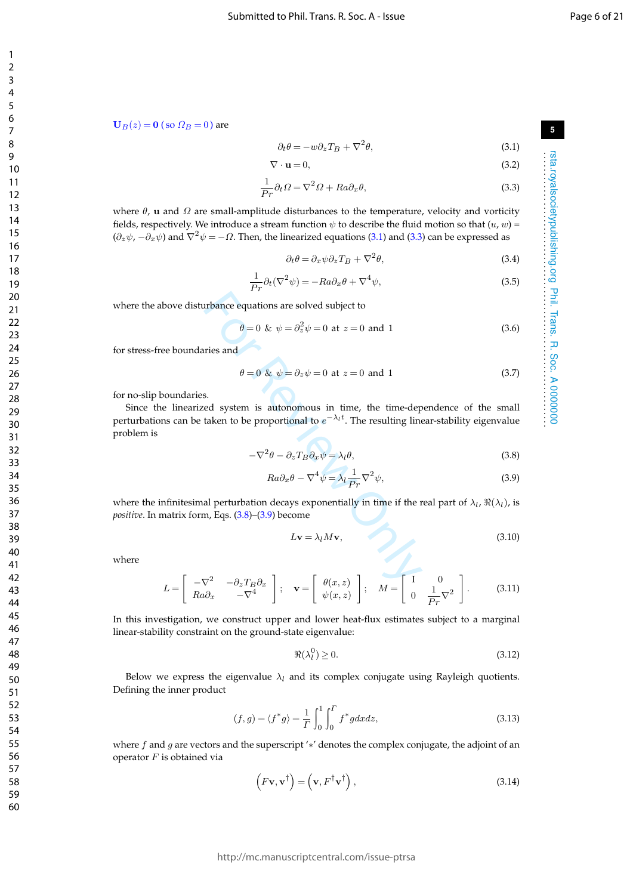$\mathbf{U}_B(z) = \mathbf{0}$ (so $\Omega_B = 0$) are

$$\partial_t \theta = -w \partial_z T_B + \nabla^2 \theta, \tag{3.1}$$

$$\nabla \cdot \mathbf{u} = 0, \tag{3.2}$$

$$\frac{1}{Pr} \partial_t \Omega = \nabla^2 \Omega + Ra \partial_x \theta, \tag{3.3}$$

where $\theta$, $\mathbf{u}$ and $\Omega$ are small-amplitude disturbances to the temperature, velocity and vorticity fields, respectively. We introduce a stream function $\psi$ to describe the fluid motion so that $(u, w) = (\partial_z \psi, -\partial_x \psi)$ and $\nabla^2 \psi = -\Omega$. Then, the linearized equations (3.1) and (3.3) can be expressed as

$$\partial_t \theta = \partial_x \psi \partial_z T_B + \nabla^2 \theta, \tag{3.4}$$

$$\frac{1}{Pr} \partial_t (\nabla^2 \psi) = -Ra \partial_x \theta + \nabla^4 \psi, \tag{3.5}$$

where the above disturbance equations are solved subject to

$$\theta = 0 \ \& \ \psi = \partial_z^2 \psi = 0 \ \text{at} \ z = 0 \ \text{and} \ 1 \tag{3.6}$$

for stress-free boundaries and

$$\theta = 0 \ \& \ \psi = \partial_z \psi = 0 \ \text{at} \ z = 0 \ \text{and} \ 1 \tag{3.7}$$

for no-slip boundaries.

Since the linearized system is autonomous in time, the time-dependence of the small perturbations can be taken to be proportional to $e^{-\lambda_l t}$. The resulting linear-stability eigenvalue problem is

$$-\nabla^2 \theta - \partial_z T_B \partial_x \psi = \lambda_l \theta, \tag{3.8}$$

$$Ra \partial_x \theta - \nabla^4 \psi = \lambda_l \frac{1}{Pr} \nabla^2 \psi, \tag{3.9}$$

where the infinitesimal perturbation decays exponentially in time if the real part of $\lambda_l$, $\Re(\lambda_l)$, is *positive*. In matrix form, Eqs. (3.8)–(3.9) become

$$L\mathbf{v} = \lambda_l M \mathbf{v}, \tag{3.10}$$

where

$$L = \begin{bmatrix} -\nabla^2 & -\partial_z T_B \partial_x \\ Ra \partial_x & -\nabla^4 \end{bmatrix}; \quad \mathbf{v} = \begin{bmatrix} \theta(x, z) \\ \psi(x, z) \end{bmatrix}; \quad M = \begin{bmatrix} \mathrm{I} & 0 \\ 0 & \frac{1}{Pr} \nabla^2 \end{bmatrix}. \tag{3.11}$$

In this investigation, we construct upper and lower heat-flux estimates subject to a marginal linear-stability constraint on the ground-state eigenvalue:

$$\Re(\lambda_l^0) \geq 0. \tag{3.12}$$

Below we express the eigenvalue $\lambda_l$ and its complex conjugate using Rayleigh quotients. Defining the inner product

$$(f, g) = \langle f^* g \rangle = \frac{1}{\Gamma} \int_0^1 \int_0^\Gamma f^* g \, dx dz, \tag{3.13}$$

where $f$ and $g$ are vectors and the superscript '$*$' denotes the complex conjugate, the adjoint of an operator $F$ is obtained via

$$\left( F\mathbf{v}, \mathbf{v}^\dagger \right) = \left( \mathbf{v}, F^\dagger \mathbf{v}^\dagger \right), \tag{3.14}$$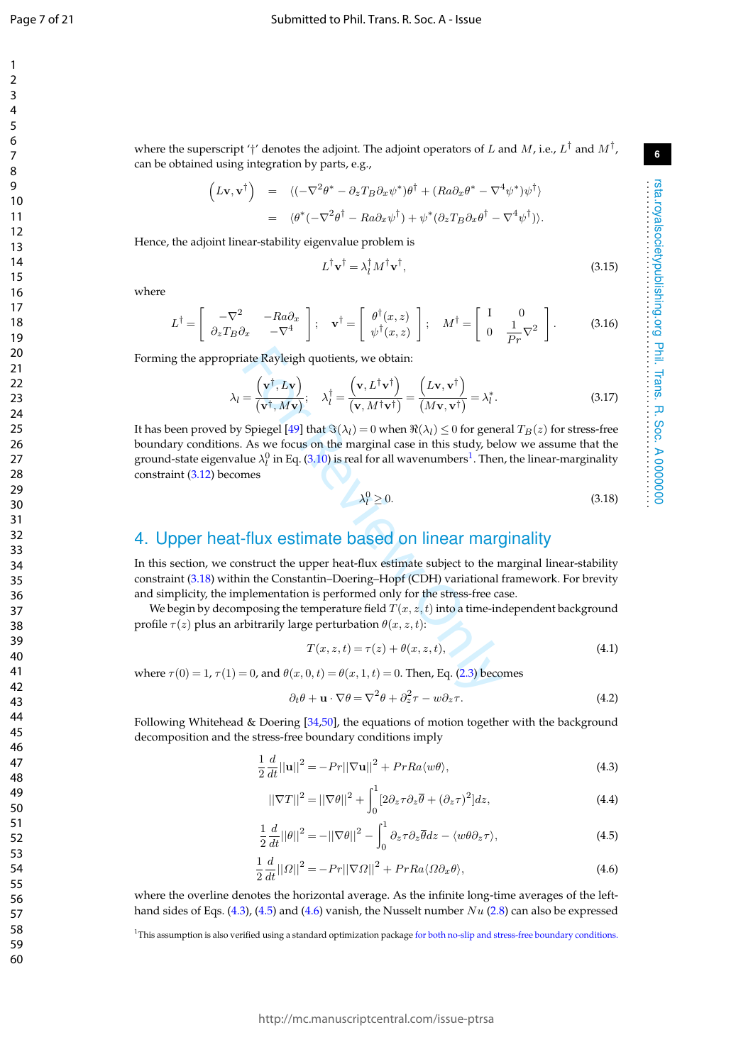where the superscript '†' denotes the adjoint. The adjoint operators of $L$ and $M$, i.e., $L^\dagger$ and $M^\dagger$, can be obtained using integration by parts, e.g.,

$$
\begin{aligned}
\left(L\mathbf{v}, \mathbf{v}^\dagger\right) &= \langle(-\nabla^2\theta^* - \partial_z T_B \partial_x \psi^*)\theta^\dagger + (Ra\partial_x\theta^* - \nabla^4\psi^*)\psi^\dagger\rangle \\
&= \langle\theta^*(-\nabla^2\theta^\dagger - Ra\partial_x\psi^\dagger) + \psi^*(\partial_z T_B \partial_x \theta^\dagger - \nabla^4\psi^\dagger)\rangle.
\end{aligned}
$$

Hence, the adjoint linear-stability eigenvalue problem is

$$
L^\dagger \mathbf{v}^\dagger = \lambda_l^\dagger M^\dagger \mathbf{v}^\dagger, \tag{3.15}
$$

where

$$
L^\dagger = \begin{bmatrix} -\nabla^2 & -Ra\partial_x \\ \partial_z T_B \partial_x & -\nabla^4 \end{bmatrix}; \quad \mathbf{v}^\dagger = \begin{bmatrix} \theta^\dagger(x,z) \\ \psi^\dagger(x,z) \end{bmatrix}; \quad M^\dagger = \begin{bmatrix} \mathrm{I} & 0 \\ 0 & \frac{1}{Pr}\nabla^2 \end{bmatrix}. \tag{3.16}
$$

Forming the appropriate Rayleigh quotients, we obtain:

$$
\lambda_l = \frac{\left(\mathbf{v}^\dagger, L\mathbf{v}\right)}{\left(\mathbf{v}^\dagger, M\mathbf{v}\right)}; \quad \lambda_l^\dagger = \frac{\left(\mathbf{v}, L^\dagger\mathbf{v}^\dagger\right)}{\left(\mathbf{v}, M^\dagger\mathbf{v}^\dagger\right)} = \frac{\left(L\mathbf{v}, \mathbf{v}^\dagger\right)}{\left(M\mathbf{v}, \mathbf{v}^\dagger\right)} = \lambda_l^*. \tag{3.17}
$$

It has been proved by Spiegel [49] that $\Im(\lambda_l) = 0$ when $\Re(\lambda_l) \leq 0$ for general $T_B(z)$ for stress-free boundary conditions. As we focus on the marginal case in this study, below we assume that the ground-state eigenvalue $\lambda_l^0$ in Eq. (3.10) is real for all wavenumbers[1]. Then, the linear-marginality constraint (3.12) becomes

$$
\lambda_l^0 \geq 0. \tag{3.18}
$$

## 4. Upper heat-flux estimate based on linear marginality

In this section, we construct the upper heat-flux estimate subject to the marginal linear-stability constraint (3.18) within the Constantin–Doering–Hopf (CDH) variational framework. For brevity and simplicity, the implementation is performed only for the stress-free case.

We begin by decomposing the temperature field $T(x,z,t)$ into a time-independent background profile $\tau(z)$ plus an arbitrarily large perturbation $\theta(x,z,t)$:

$$
T(x,z,t) = \tau(z) + \theta(x,z,t), \tag{4.1}
$$

where $\tau(0) = 1$, $\tau(1) = 0$, and $\theta(x,0,t) = \theta(x,1,t) = 0$. Then, Eq. (2.3) becomes

$$
\partial_t\theta + \mathbf{u}\cdot\nabla\theta = \nabla^2\theta + \partial_z^2\tau - w\partial_z\tau. \tag{4.2}
$$

Following Whitehead & Doering [34,50], the equations of motion together with the background decomposition and the stress-free boundary conditions imply

$$
\frac{1}{2}\frac{d}{dt}||\mathbf{u}||^2 = -Pr||\nabla\mathbf{u}||^2 + PrRa\langle w\theta\rangle, \tag{4.3}
$$

$$
||\nabla T||^2 = ||\nabla\theta||^2 + \int_0^1 [2\partial_z\tau\partial_z\overline{\theta} + (\partial_z\tau)^2]dz, \tag{4.4}
$$

$$
\frac{1}{2}\frac{d}{dt}||\theta||^2 = -||\nabla\theta||^2 - \int_0^1 \partial_z\tau\partial_z\overline{\theta}dz - \langle w\theta\partial_z\tau\rangle, \tag{4.5}
$$

$$
\frac{1}{2}\frac{d}{dt}||\Omega||^2 = -Pr||\nabla\Omega||^2 + PrRa\langle\Omega\partial_x\theta\rangle, \tag{4.6}
$$

where the overline denotes the horizontal average. As the infinite long-time averages of the left-hand sides of Eqs. (4.3), (4.5) and (4.6) vanish, the Nusselt number $Nu$ (2.8) can also be expressed

[1]This assumption is also verified using a standard optimization package for both no-slip and stress-free boundary conditions.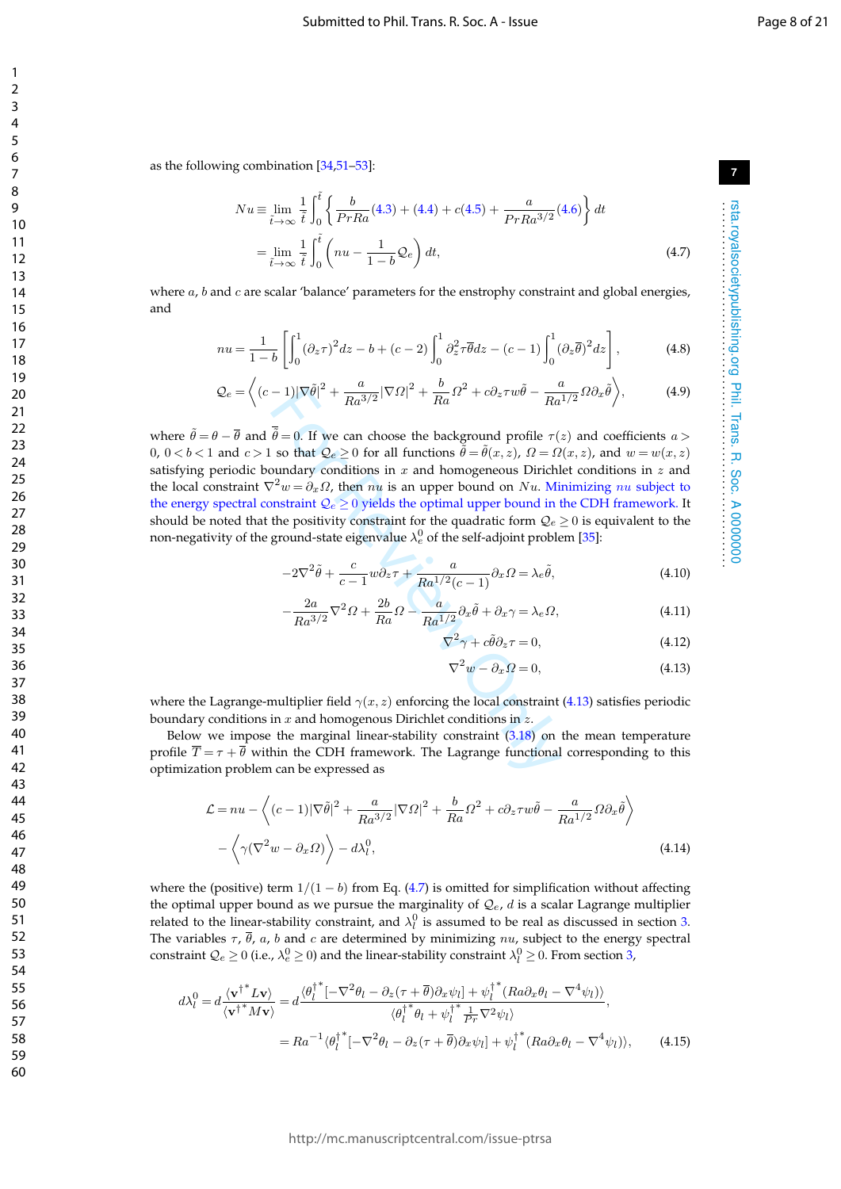as the following combination [34,51–53]:

$$
\begin{aligned}
Nu &\equiv \lim_{\tilde{t}\to\infty}\frac{1}{\tilde{t}}\int_0^{\tilde{t}}\left\{\frac{b}{PrRa}(4.3)+(4.4)+c(4.5)+\frac{a}{PrRa^{3/2}}(4.6)\right\}dt \\
&= \lim_{\tilde{t}\to\infty}\frac{1}{\tilde{t}}\int_0^{\tilde{t}}\left(nu-\frac{1}{1-b}\mathcal{Q}_e\right)dt,
\end{aligned}
\tag{4.7}
$$

where $a$, $b$ and $c$ are scalar 'balance' parameters for the enstrophy constraint and global energies, and

$$
nu=\frac{1}{1-b}\left[\int_0^1(\partial_z\tau)^2dz-b+(c-2)\int_0^1\partial_z^2\tau\overline{\theta}dz-(c-1)\int_0^1(\partial_z\overline{\theta})^2dz\right],
\tag{4.8}
$$

$$
\mathcal{Q}_e=\left\langle(c-1)|\nabla\tilde{\theta}|^2+\frac{a}{Ra^{3/2}}|\nabla\Omega|^2+\frac{b}{Ra}\Omega^2+c\partial_z\tau w\tilde{\theta}-\frac{a}{Ra^{1/2}}\Omega\partial_x\tilde{\theta}\right\rangle,
\tag{4.9}
$$

where $\tilde{\theta}=\theta-\overline{\theta}$ and $\overline{\tilde{\theta}}=0$. If we can choose the background profile $\tau(z)$ and coefficients $a>0$, $0<b<1$ and $c>1$ so that $\mathcal{Q}_e\geq 0$ for all functions $\tilde{\theta}=\tilde{\theta}(x,z)$, $\Omega=\Omega(x,z)$, and $w=w(x,z)$ satisfying periodic boundary conditions in $x$ and homogeneous Dirichlet conditions in $z$ and the local constraint $\nabla^2w=\partial_x\Omega$, then $nu$ is an upper bound on $Nu$. Minimizing $nu$ subject to the energy spectral constraint $\mathcal{Q}_e\geq 0$ yields the optimal upper bound in the CDH framework. It should be noted that the positivity constraint for the quadratic form $\mathcal{Q}_e\geq 0$ is equivalent to the non-negativity of the ground-state eigenvalue $\lambda_e^0$ of the self-adjoint problem [35]:

$$
-2\nabla^2\tilde{\theta}+\frac{c}{c-1}w\partial_z\tau+\frac{a}{Ra^{1/2}(c-1)}\partial_x\Omega=\lambda_e\tilde{\theta},
\tag{4.10}
$$

$$
-\frac{2a}{Ra^{3/2}}\nabla^2\Omega+\frac{2b}{Ra}\Omega-\frac{a}{Ra^{1/2}}\partial_x\tilde{\theta}+\partial_x\gamma=\lambda_e\Omega,
\tag{4.11}
$$

$$
\nabla^2\gamma+c\tilde{\theta}\partial_z\tau=0,
\tag{4.12}
$$

$$
\nabla^2w-\partial_x\Omega=0,
\tag{4.13}
$$

where the Lagrange-multiplier field $\gamma(x,z)$ enforcing the local constraint (4.13) satisfies periodic boundary conditions in $x$ and homogenous Dirichlet conditions in $z$.

Below we impose the marginal linear-stability constraint (3.18) on the mean temperature profile $\overline{T}=\tau+\overline{\theta}$ within the CDH framework. The Lagrange functional corresponding to this optimization problem can be expressed as

$$
\begin{aligned}
\mathcal{L}=nu&-\left\langle(c-1)|\nabla\tilde{\theta}|^2+\frac{a}{Ra^{3/2}}|\nabla\Omega|^2+\frac{b}{Ra}\Omega^2+c\partial_z\tau w\tilde{\theta}-\frac{a}{Ra^{1/2}}\Omega\partial_x\tilde{\theta}\right\rangle \\
&-\left\langle\gamma(\nabla^2w-\partial_x\Omega)\right\rangle-d\lambda_l^0,
\end{aligned}
\tag{4.14}
$$

where the (positive) term $1/(1-b)$ from Eq. (4.7) is omitted for simplification without affecting the optimal upper bound as we pursue the marginality of $\mathcal{Q}_e$, $d$ is a scalar Lagrange multiplier related to the linear-stability constraint, and $\lambda_l^0$ is assumed to be real as discussed in section 3. The variables $\tau$, $\overline{\theta}$, $a$, $b$ and $c$ are determined by minimizing $nu$, subject to the energy spectral constraint $\mathcal{Q}_e\geq 0$ (i.e., $\lambda_e^0\geq 0$) and the linear-stability constraint $\lambda_l^0\geq 0$. From section 3,

$$
\begin{aligned}
d\lambda_l^0=d\frac{\langle\mathbf{v}^{\dagger *}L\mathbf{v}\rangle}{\langle\mathbf{v}^{\dagger *}M\mathbf{v}\rangle}&=d\frac{\langle\theta_l^{\dagger *}[-\nabla^2\theta_l-\partial_z(\tau+\overline{\theta})\partial_x\psi_l]+\psi_l^{\dagger *}(Ra\partial_x\theta_l-\nabla^4\psi_l)\rangle}{\langle\theta_l^{\dagger *}\theta_l+\psi_l^{\dagger *}\frac{1}{Pr}\nabla^2\psi_l\rangle}, \\
&=Ra^{-1}\langle\theta_l^{\dagger *}[-\nabla^2\theta_l-\partial_z(\tau+\overline{\theta})\partial_x\psi_l]+\psi_l^{\dagger *}(Ra\partial_x\theta_l-\nabla^4\psi_l)\rangle,
\end{aligned}
\tag{4.15}
$$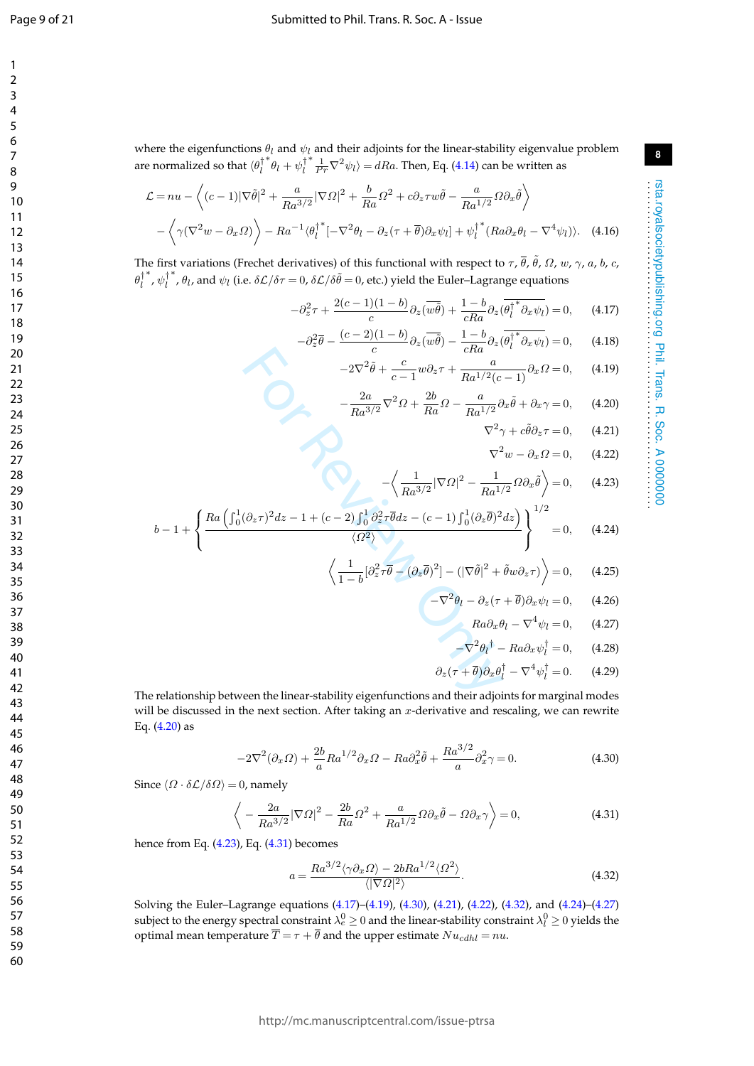where the eigenfunctions $\theta_l$ and $\psi_l$ and their adjoints for the linear-stability eigenvalue problem are normalized so that $\langle \theta_l^{\dagger *}\theta_l + \psi_l^{\dagger *}\frac{1}{Pr}\nabla^2\psi_l\rangle = dRa$. Then, Eq. (4.14) can be written as

$$\mathcal{L} = nu - \left\langle (c-1)|\nabla\tilde{\theta}|^2 + \frac{a}{Ra^{3/2}}|\nabla\Omega|^2 + \frac{b}{Ra}\Omega^2 + c\partial_z\tau w\tilde{\theta} - \frac{a}{Ra^{1/2}}\Omega\partial_x\tilde{\theta}\right\rangle$$

$$- \left\langle \gamma(\nabla^2 w - \partial_x\Omega)\right\rangle - Ra^{-1}\langle \theta_l^{\dagger *}[-\nabla^2\theta_l - \partial_z(\tau+\overline{\theta})\partial_x\psi_l] + \psi_l^{\dagger *}(Ra\partial_x\theta_l - \nabla^4\psi_l)\rangle. \quad (4.16)$$

The first variations (Frechet derivatives) of this functional with respect to $\tau$, $\overline{\theta}$, $\tilde{\theta}$, $\Omega$, $w$, $\gamma$, $a$, $b$, $c$, $\theta_l^{\dagger *}$, $\psi_l^{\dagger *}$, $\theta_l$, and $\psi_l$ (i.e. $\delta\mathcal{L}/\delta\tau = 0$, $\delta\mathcal{L}/\delta\tilde{\theta} = 0$, etc.) yield the Euler–Lagrange equations

$$-\partial_z^2\tau + \frac{2(c-1)(1-b)}{c}\partial_z(\overline{w\tilde{\theta}}) + \frac{1-b}{cRa}\partial_z(\overline{\theta_l^{\dagger *}\partial_x\psi_l}) = 0, \quad (4.17)$$

$$-\partial_z^2\overline{\theta} - \frac{(c-2)(1-b)}{c}\partial_z(\overline{w\tilde{\theta}}) - \frac{1-b}{cRa}\partial_z(\overline{\theta_l^{\dagger *}\partial_x\psi_l}) = 0, \quad (4.18)$$

$$-2\nabla^2\tilde{\theta} + \frac{c}{c-1}w\partial_z\tau + \frac{a}{Ra^{1/2}(c-1)}\partial_x\Omega = 0, \quad (4.19)$$

$$-\frac{2a}{Ra^{3/2}}\nabla^2\Omega + \frac{2b}{Ra}\Omega - \frac{a}{Ra^{1/2}}\partial_x\tilde{\theta} + \partial_x\gamma = 0, \quad (4.20)$$

$$\nabla^2\gamma + c\tilde{\theta}\partial_z\tau = 0, \quad (4.21)$$

$$\nabla^2 w - \partial_x\Omega = 0, \quad (4.22)$$

$$-\left\langle \frac{1}{Ra^{3/2}}|\nabla\Omega|^2 - \frac{1}{Ra^{1/2}}\Omega\partial_x\tilde{\theta}\right\rangle = 0, \quad (4.23)$$

$$b - 1 + \left\{\frac{Ra\left(\int_0^1(\partial_z\tau)^2dz - 1 + (c-2)\int_0^1\partial_z^2\tau\overline{\theta}dz - (c-1)\int_0^1(\partial_z\overline{\theta})^2dz\right)}{\langle\Omega^2\rangle}\right\}^{1/2} = 0, \quad (4.24)$$

$$\left\langle \frac{1}{1-b}[\partial_z^2\tau\overline{\theta} - (\partial_z\overline{\theta})^2] - (|\nabla\tilde{\theta}|^2 + \tilde{\theta}w\partial_z\tau)\right\rangle = 0, \quad (4.25)$$

$$-\nabla^2\theta_l - \partial_z(\tau+\overline{\theta})\partial_x\psi_l = 0, \quad (4.26)$$

$$Ra\partial_x\theta_l - \nabla^4\psi_l = 0, \quad (4.27)$$

$$-\nabla^2\theta_l^{\dagger} - Ra\partial_x\psi_l^{\dagger} = 0, \quad (4.28)$$

$$\partial_z(\tau+\overline{\theta})\partial_x\theta_l^{\dagger} - \nabla^4\psi_l^{\dagger} = 0. \quad (4.29)$$

The relationship between the linear-stability eigenfunctions and their adjoints for marginal modes will be discussed in the next section. After taking an $x$-derivative and rescaling, we can rewrite Eq. (4.20) as

$$-2\nabla^2(\partial_x\Omega) + \frac{2b}{a}Ra^{1/2}\partial_x\Omega - Ra\partial_x^2\tilde{\theta} + \frac{Ra^{3/2}}{a}\partial_x^2\gamma = 0. \quad (4.30)$$

Since $\langle\Omega\cdot\delta\mathcal{L}/\delta\Omega\rangle = 0$, namely

$$\left\langle -\frac{2a}{Ra^{3/2}}|\nabla\Omega|^2 - \frac{2b}{Ra}\Omega^2 + \frac{a}{Ra^{1/2}}\Omega\partial_x\tilde{\theta} - \Omega\partial_x\gamma\right\rangle = 0, \quad (4.31)$$

hence from Eq. (4.23), Eq. (4.31) becomes

$$a = \frac{Ra^{3/2}\langle\gamma\partial_x\Omega\rangle - 2bRa^{1/2}\langle\Omega^2\rangle}{\langle|\nabla\Omega|^2\rangle}. \quad (4.32)$$

Solving the Euler–Lagrange equations (4.17)–(4.19), (4.30), (4.21), (4.22), (4.32), and (4.24)–(4.27) subject to the energy spectral constraint $\lambda_e^0 \geq 0$ and the linear-stability constraint $\lambda_l^0 \geq 0$ yields the optimal mean temperature $\overline{T} = \tau + \overline{\theta}$ and the upper estimate $Nu_{cdhl} = nu$.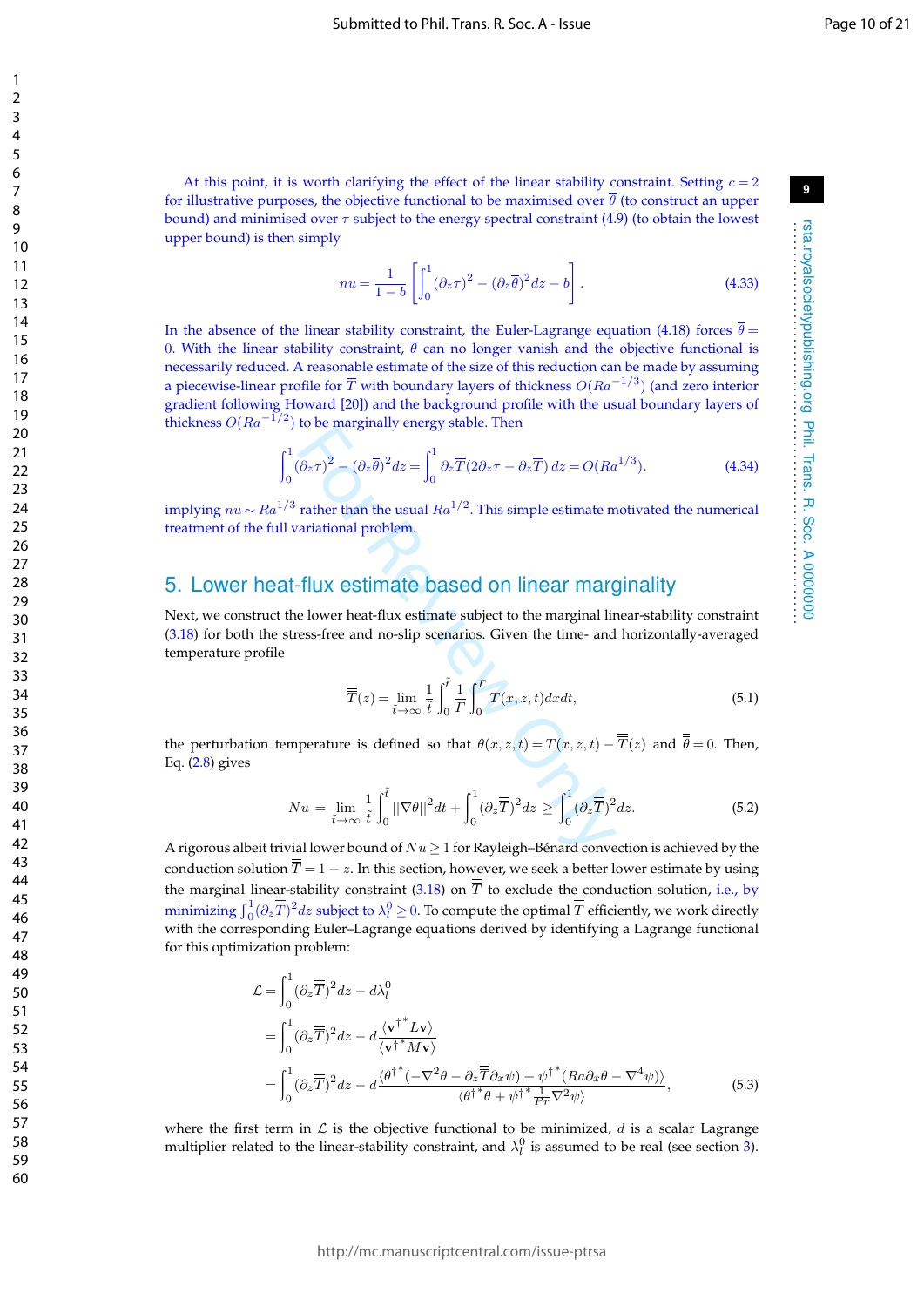At this point, it is worth clarifying the effect of the linear stability constraint. Setting $c = 2$ for illustrative purposes, the objective functional to be maximised over $\overline{\theta}$ (to construct an upper bound) and minimised over $\tau$ subject to the energy spectral constraint (4.9) (to obtain the lowest upper bound) is then simply

$$nu = \frac{1}{1-b}\left[\int_0^1 (\partial_z \tau)^2 - (\partial_z \overline{\theta})^2 dz - b\right]. \tag{4.33}$$

In the absence of the linear stability constraint, the Euler-Lagrange equation (4.18) forces $\overline{\theta} = 0$. With the linear stability constraint, $\overline{\theta}$ can no longer vanish and the objective functional is necessarily reduced. A reasonable estimate of the size of this reduction can be made by assuming a piecewise-linear profile for $\overline{T}$ with boundary layers of thickness $O(Ra^{-1/3})$ (and zero interior gradient following Howard [20]) and the background profile with the usual boundary layers of thickness $O(Ra^{-1/2})$ to be marginally energy stable. Then

$$\int_0^1 (\partial_z \tau)^2 - (\partial_z \overline{\theta})^2 dz = \int_0^1 \partial_z \overline{T}(2\partial_z \tau - \partial_z \overline{T})\, dz = O(Ra^{1/3}). \tag{4.34}$$

implying $nu \sim Ra^{1/3}$ rather than the usual $Ra^{1/2}$. This simple estimate motivated the numerical treatment of the full variational problem.

## 5. Lower heat-flux estimate based on linear marginality

Next, we construct the lower heat-flux estimate subject to the marginal linear-stability constraint (3.18) for both the stress-free and no-slip scenarios. Given the time- and horizontally-averaged temperature profile

$$\overline{\overline{T}}(z) = \lim_{\tilde{t}\to\infty} \frac{1}{\tilde{t}} \int_0^{\tilde{t}} \frac{1}{\Gamma} \int_0^{\Gamma} T(x, z, t)\, dx dt, \tag{5.1}$$

the perturbation temperature is defined so that $\theta(x, z, t) = T(x, z, t) - \overline{\overline{T}}(z)$ and $\overline{\overline{\theta}} = 0$. Then, Eq. (2.8) gives

$$Nu \;=\; \lim_{\tilde{t}\to\infty} \frac{1}{\tilde{t}} \int_0^{\tilde{t}} ||\nabla\theta||^2 dt + \int_0^1 (\partial_z \overline{\overline{T}})^2 dz \;\geq\; \int_0^1 (\partial_z \overline{\overline{T}})^2 dz. \tag{5.2}$$

A rigorous albeit trivial lower bound of $Nu \geq 1$ for Rayleigh–Bénard convection is achieved by the conduction solution $\overline{\overline{T}} = 1 - z$. In this section, however, we seek a better lower estimate by using the marginal linear-stability constraint (3.18) on $\overline{\overline{T}}$ to exclude the conduction solution, i.e., by minimizing $\int_0^1 (\partial_z \overline{\overline{T}})^2 dz$ subject to $\lambda_l^0 \geq 0$. To compute the optimal $\overline{\overline{T}}$ efficiently, we work directly with the corresponding Euler–Lagrange equations derived by identifying a Lagrange functional for this optimization problem:

$$\begin{aligned}
\mathcal{L} &= \int_0^1 (\partial_z \overline{\overline{T}})^2 dz - d\lambda_l^0 \\
&= \int_0^1 (\partial_z \overline{\overline{T}})^2 dz - d\frac{\langle \mathbf{v}^{\dagger *} L\mathbf{v}\rangle}{\langle \mathbf{v}^{\dagger *} M\mathbf{v}\rangle} \\
&= \int_0^1 (\partial_z \overline{\overline{T}})^2 dz - d\frac{\langle \theta^{\dagger *}(-\nabla^2\theta - \partial_z \overline{\overline{T}}\partial_x \psi) + \psi^{\dagger *}(Ra\partial_x \theta - \nabla^4 \psi)\rangle}{\langle \theta^{\dagger *}\theta + \psi^{\dagger *}\frac{1}{Pr}\nabla^2 \psi\rangle},
\end{aligned} \tag{5.3}$$

where the first term in $\mathcal{L}$ is the objective functional to be minimized, $d$ is a scalar Lagrange multiplier related to the linear-stability constraint, and $\lambda_l^0$ is assumed to be real (see section 3).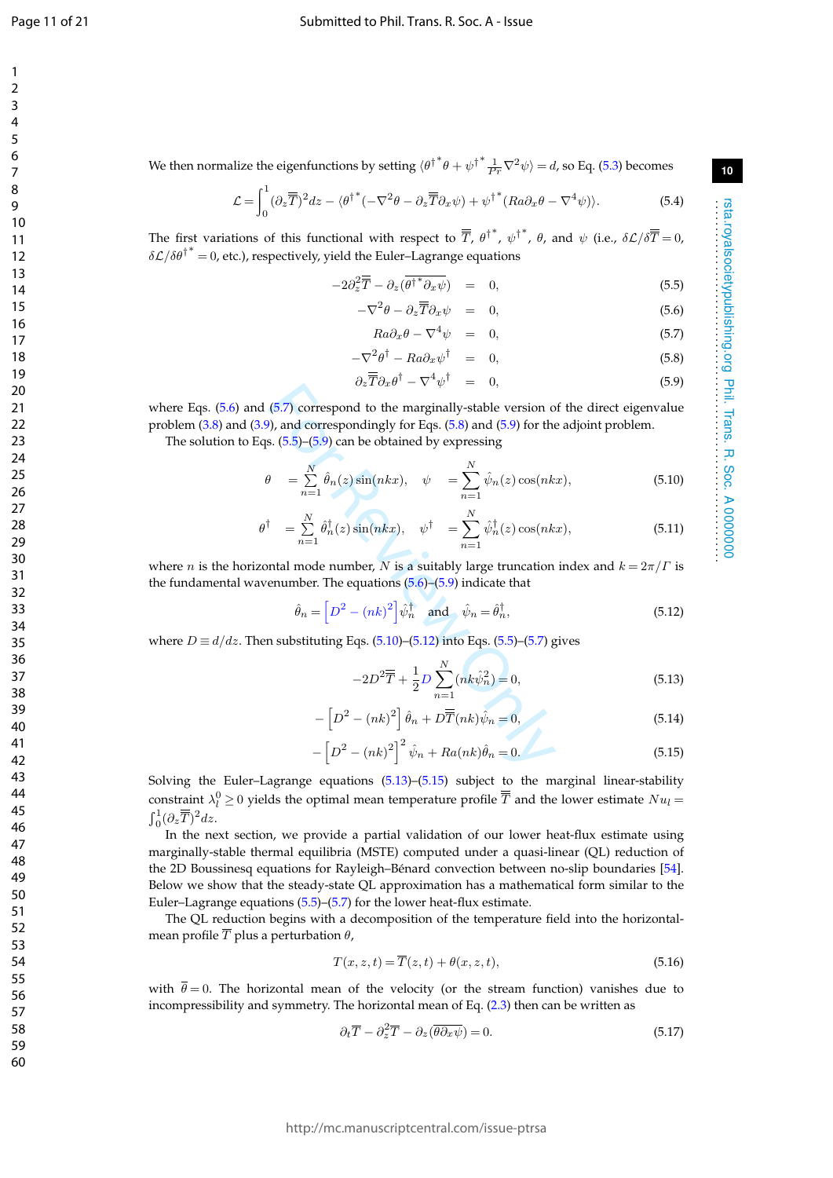We then normalize the eigenfunctions by setting $\langle {\theta^\dagger}^* \theta + {\psi^\dagger}^* \frac{1}{Pr}\nabla^2\psi \rangle = d$, so Eq. (5.3) becomes

$$\mathcal{L} = \int_0^1 (\partial_z \overline{\overline{T}})^2 dz - \langle {\theta^\dagger}^*(-\nabla^2\theta - \partial_z \overline{\overline{T}} \partial_x \psi) + {\psi^\dagger}^*(Ra\partial_x\theta - \nabla^4\psi)\rangle. \tag{5.4}$$

The first variations of this functional with respect to $\overline{\overline{T}}$, ${\theta^\dagger}^*$, ${\psi^\dagger}^*$, $\theta$, and $\psi$ (i.e., $\delta\mathcal{L}/\delta\overline{\overline{T}} = 0$, $\delta\mathcal{L}/\delta{\theta^\dagger}^* = 0$, etc.), respectively, yield the Euler–Lagrange equations

$$-2\partial_z^2\overline{\overline{T}} - \partial_z(\overline{{\theta^\dagger}^*\partial_x\psi}) = 0, \tag{5.5}$$

$$-\nabla^2\theta - \partial_z\overline{\overline{T}}\partial_x\psi = 0, \tag{5.6}$$

$$Ra\partial_x\theta - \nabla^4\psi = 0, \tag{5.7}$$

$$-\nabla^2\theta^\dagger - Ra\partial_x\psi^\dagger = 0, \tag{5.8}$$

$$\partial_z\overline{\overline{T}}\partial_x\theta^\dagger - \nabla^4\psi^\dagger = 0, \tag{5.9}$$

where Eqs. (5.6) and (5.7) correspond to the marginally-stable version of the direct eigenvalue problem (3.8) and (3.9), and correspondingly for Eqs. (5.8) and (5.9) for the adjoint problem.

The solution to Eqs. (5.5)–(5.9) can be obtained by expressing

$$\theta = \sum_{n=1}^{N} \hat{\theta}_n(z)\sin(nkx), \quad \psi = \sum_{n=1}^{N} \hat{\psi}_n(z)\cos(nkx), \tag{5.10}$$

$$\theta^\dagger = \sum_{n=1}^{N} \hat{\theta}_n^\dagger(z)\sin(nkx), \quad \psi^\dagger = \sum_{n=1}^{N} \hat{\psi}_n^\dagger(z)\cos(nkx), \tag{5.11}$$

where $n$ is the horizontal mode number, $N$ is a suitably large truncation index and $k = 2\pi/\Gamma$ is the fundamental wavenumber. The equations (5.6)–(5.9) indicate that

$$\hat{\theta}_n = \left[D^2 - (nk)^2\right]\hat{\psi}_n^\dagger \quad \text{and} \quad \hat{\psi}_n = \hat{\theta}_n^\dagger, \tag{5.12}$$

where $D \equiv d/dz$. Then substituting Eqs. (5.10)–(5.12) into Eqs. (5.5)–(5.7) gives

$$-2D^2\overline{\overline{T}} + \frac{1}{2}D\sum_{n=1}^{N}(nk\hat{\psi}_n^2) = 0, \tag{5.13}$$

$$-\left[D^2 - (nk)^2\right]\hat{\theta}_n + D\overline{\overline{T}}(nk)\hat{\psi}_n = 0, \tag{5.14}$$

$$-\left[D^2 - (nk)^2\right]^2\hat{\psi}_n + Ra(nk)\hat{\theta}_n = 0. \tag{5.15}$$

Solving the Euler–Lagrange equations (5.13)–(5.15) subject to the marginal linear-stability constraint $\lambda_l^0 \geq 0$ yields the optimal mean temperature profile $\overline{\overline{T}}$ and the lower estimate $Nu_l = \int_0^1(\partial_z\overline{\overline{T}})^2 dz$.

In the next section, we provide a partial validation of our lower heat-flux estimate using marginally-stable thermal equilibria (MSTE) computed under a quasi-linear (QL) reduction of the 2D Boussinesq equations for Rayleigh–Bénard convection between no-slip boundaries [54]. Below we show that the steady-state QL approximation has a mathematical form similar to the Euler-Lagrange equations (5.5)–(5.7) for the lower heat-flux estimate.

The QL reduction begins with a decomposition of the temperature field into the horizontal-mean profile $\overline{T}$ plus a perturbation $\theta$,

$$T(x, z, t) = \overline{T}(z, t) + \theta(x, z, t), \tag{5.16}$$

with $\overline{\theta} = 0$. The horizontal mean of the velocity (or the stream function) vanishes due to incompressibility and symmetry. The horizontal mean of Eq. (2.3) then can be written as

$$\partial_t\overline{T} - \partial_z^2\overline{T} - \partial_z(\overline{\theta\partial_x\psi}) = 0. \tag{5.17}$$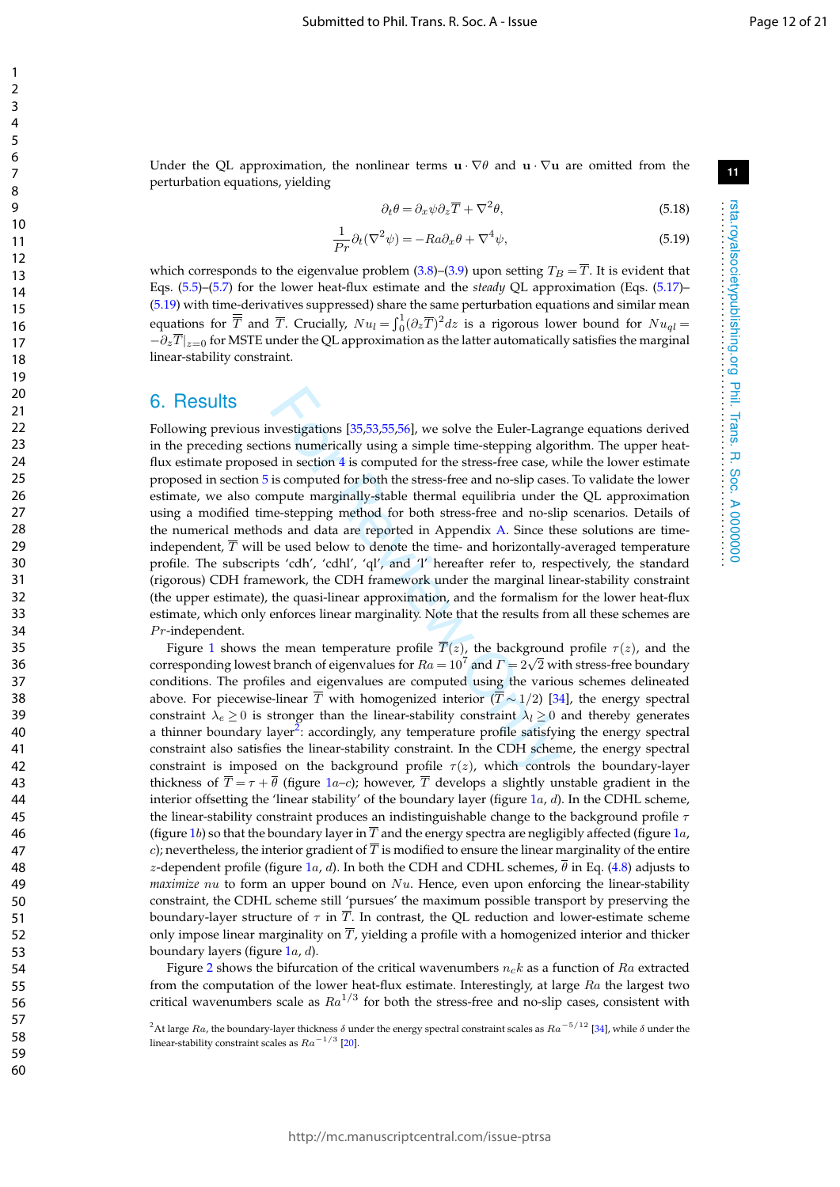Under the QL approximation, the nonlinear terms $\mathbf{u}\cdot\nabla\theta$ and $\mathbf{u}\cdot\nabla\mathbf{u}$ are omitted from the perturbation equations, yielding

$$\partial_t\theta = \partial_x\psi\partial_z\overline{T} + \nabla^2\theta, \tag{5.18}$$

$$\frac{1}{Pr}\partial_t(\nabla^2\psi) = -Ra\partial_x\theta + \nabla^4\psi, \tag{5.19}$$

which corresponds to the eigenvalue problem (3.8)–(3.9) upon setting $T_B = \overline{T}$. It is evident that Eqs. (5.5)–(5.7) for the lower heat-flux estimate and the *steady* QL approximation (Eqs. (5.17)–(5.19) with time-derivatives suppressed) share the same perturbation equations and similar mean equations for $\overline{\overline{T}}$ and $\overline{T}$. Crucially, $Nu_l = \int_0^1 (\partial_z\overline{T})^2 dz$ is a rigorous lower bound for $Nu_{ql} = -\partial_z\overline{T}|_{z=0}$ for MSTE under the QL approximation as the latter automatically satisfies the marginal linear-stability constraint.

# 6. Results

Following previous investigations [35,53,55,56], we solve the Euler-Lagrange equations derived in the preceding sections numerically using a simple time-stepping algorithm. The upper heat-flux estimate proposed in section 4 is computed for the stress-free case, while the lower estimate proposed in section 5 is computed for both the stress-free and no-slip cases. To validate the lower estimate, we also compute marginally-stable thermal equilibria under the QL approximation using a modified time-stepping method for both stress-free and no-slip scenarios. Details of the numerical methods and data are reported in Appendix A. Since these solutions are time-independent, $\overline{T}$ will be used below to denote the time- and horizontally-averaged temperature profile. The subscripts 'cdh', 'cdhl', 'ql', and 'l' hereafter refer to, respectively, the standard (rigorous) CDH framework, the CDH framework under the marginal linear-stability constraint (the upper estimate), the quasi-linear approximation, and the formalism for the lower heat-flux estimate, which only enforces linear marginality. Note that the results from all these schemes are $Pr$-independent.

Figure 1 shows the mean temperature profile $\overline{T}(z)$, the background profile $\tau(z)$, and the corresponding lowest branch of eigenvalues for $Ra = 10^7$ and $\Gamma = 2\sqrt{2}$ with stress-free boundary conditions. The profiles and eigenvalues are computed using the various schemes delineated above. For piecewise-linear $\overline{T}$ with homogenized interior ($\overline{T}\sim 1/2$) [34], the energy spectral constraint $\lambda_e \geq 0$ is stronger than the linear-stability constraint $\lambda_l \geq 0$ and thereby generates a thinner boundary layer[2]: accordingly, any temperature profile satisfying the energy spectral constraint also satisfies the linear-stability constraint. In the CDH scheme, the energy spectral constraint is imposed on the background profile $\tau(z)$, which controls the boundary-layer thickness of $\overline{T} = \tau + \overline{\theta}$ (figure 1*a*–*c*); however, $\overline{T}$ develops a slightly unstable gradient in the interior offsetting the 'linear stability' of the boundary layer (figure 1*a*, *d*). In the CDHL scheme, the linear-stability constraint produces an indistinguishable change to the background profile $\tau$ (figure 1*b*) so that the boundary layer in $\overline{T}$ and the energy spectra are negligibly affected (figure 1*a*, *c*); nevertheless, the interior gradient of $\overline{T}$ is modified to ensure the linear marginality of the entire $z$-dependent profile (figure 1*a*, *d*). In both the CDH and CDHL schemes, $\overline{\theta}$ in Eq. (4.8) adjusts to *maximize* $nu$ to form an upper bound on $Nu$. Hence, even upon enforcing the linear-stability constraint, the CDHL scheme still 'pursues' the maximum possible transport by preserving the boundary-layer structure of $\tau$ in $\overline{T}$. In contrast, the QL reduction and lower-estimate scheme only impose linear marginality on $\overline{T}$, yielding a profile with a homogenized interior and thicker boundary layers (figure 1*a*, *d*).

Figure 2 shows the bifurcation of the critical wavenumbers $n_c k$ as a function of $Ra$ extracted from the computation of the lower heat-flux estimate. Interestingly, at large $Ra$ the largest two critical wavenumbers scale as $Ra^{1/3}$ for both the stress-free and no-slip cases, consistent with

[2] At large $Ra$, the boundary-layer thickness $\delta$ under the energy spectral constraint scales as $Ra^{-5/12}$ [34], while $\delta$ under the linear-stability constraint scales as $Ra^{-1/3}$ [20].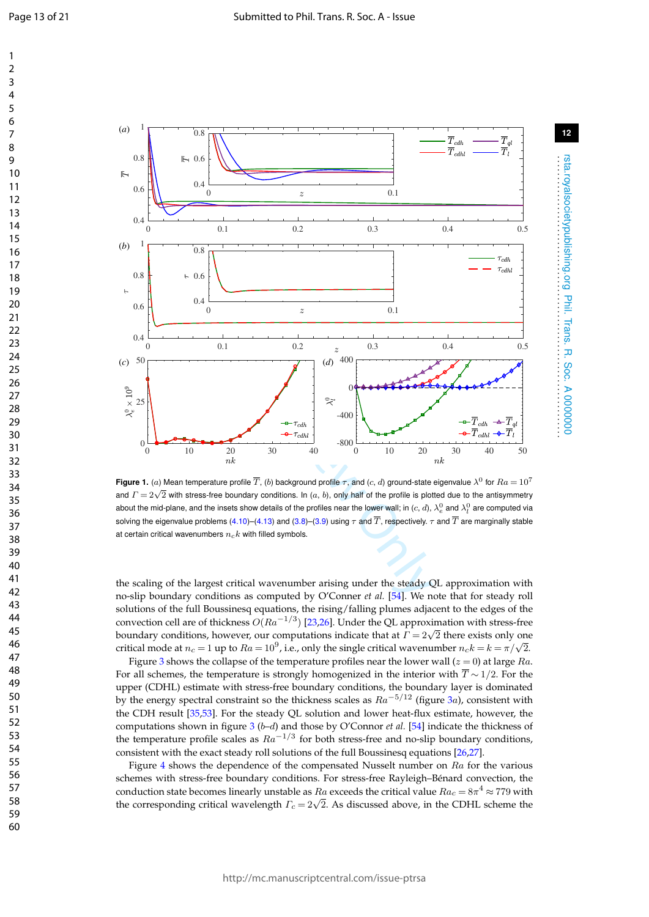**Figure 1.** $(a)$ Mean temperature profile $\overline{T}$, $(b)$ background profile $\tau$, and $(c, d)$ ground-state eigenvalue $\lambda^0$ for $Ra = 10^7$ and $\Gamma = 2\sqrt{2}$ with stress-free boundary conditions. In $(a, b)$, only half of the profile is plotted due to the antisymmetry about the mid-plane, and the insets show details of the profiles near the lower wall; in $(c, d)$, $\lambda_e^0$ and $\lambda_l^0$ are computed via solving the eigenvalue problems (4.10)–(4.13) and (3.8)–(3.9) using $\tau$ and $\overline{T}$, respectively. $\tau$ and $\overline{T}$ are marginally stable at certain critical wavenumbers $n_c k$ with filled symbols.

the scaling of the largest critical wavenumber arising under the steady QL approximation with no-slip boundary conditions as computed by O'Conner *et al.* [54]. We note that for steady roll solutions of the full Boussinesq equations, the rising/falling plumes adjacent to the edges of the convection cell are of thickness $O(Ra^{-1/3})$ [23,26]. Under the QL approximation with stress-free boundary conditions, however, our computations indicate that at $\Gamma = 2\sqrt{2}$ there exists only one critical mode at $n_c = 1$ up to $Ra = 10^9$, i.e., only the single critical wavenumber $n_c k = k = \pi/\sqrt{2}$.

Figure 3 shows the collapse of the temperature profiles near the lower wall ($z = 0$) at large $Ra$. For all schemes, the temperature is strongly homogenized in the interior with $\overline{T} \sim 1/2$. For the upper (CDHL) estimate with stress-free boundary conditions, the boundary layer is dominated by the energy spectral constraint so the thickness scales as $Ra^{-5/12}$ (figure 3$a$), consistent with the CDH result [35,53]. For the steady QL solution and lower heat-flux estimate, however, the computations shown in figure 3 ($b$–$d$) and those by O'Connor *et al.* [54] indicate that the thickness of the temperature profile scales as $Ra^{-1/3}$ for both stress-free and no-slip boundary conditions, consistent with the exact steady roll solutions of the full Boussinesq equations [26,27].

Figure 4 shows the dependence of the compensated Nusselt number on $Ra$ for the various schemes with stress-free boundary conditions. For stress-free Rayleigh–Bénard convection, the conduction state becomes linearly unstable as $Ra$ exceeds the critical value $Ra_c = 8\pi^4 \approx 779$ with the corresponding critical wavelength $\Gamma_c = 2\sqrt{2}$. As discussed above, in the CDHL scheme the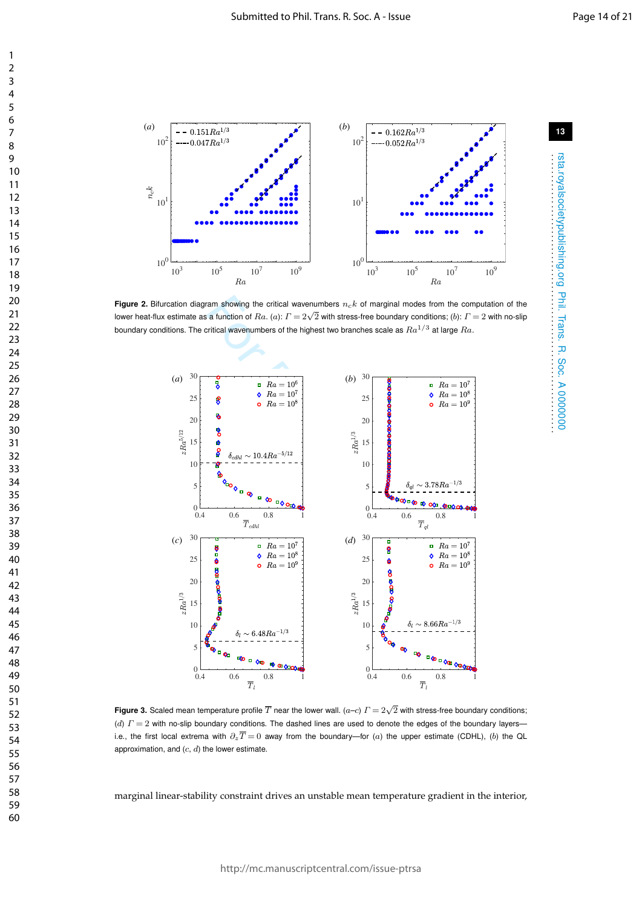**Figure 2.** Bifurcation diagram showing the critical wavenumbers $n_c k$ of marginal modes from the computation of the lower heat-flux estimate as a function of $Ra$. ($a$): $\Gamma = 2\sqrt{2}$ with stress-free boundary conditions; ($b$): $\Gamma = 2$ with no-slip boundary conditions. The critical wavenumbers of the highest two branches scale as $Ra^{1/3}$ at large $Ra$.

**Figure 3.** Scaled mean temperature profile $\overline{T}$ near the lower wall. ($a$–$c$) $\Gamma = 2\sqrt{2}$ with stress-free boundary conditions; ($d$) $\Gamma = 2$ with no-slip boundary conditions. The dashed lines are used to denote the edges of the boundary layers—i.e., the first local extrema with $\partial_z \overline{T} = 0$ away from the boundary—for ($a$) the upper estimate (CDHL), ($b$) the QL approximation, and ($c$, $d$) the lower estimate.

marginal linear-stability constraint drives an unstable mean temperature gradient in the interior,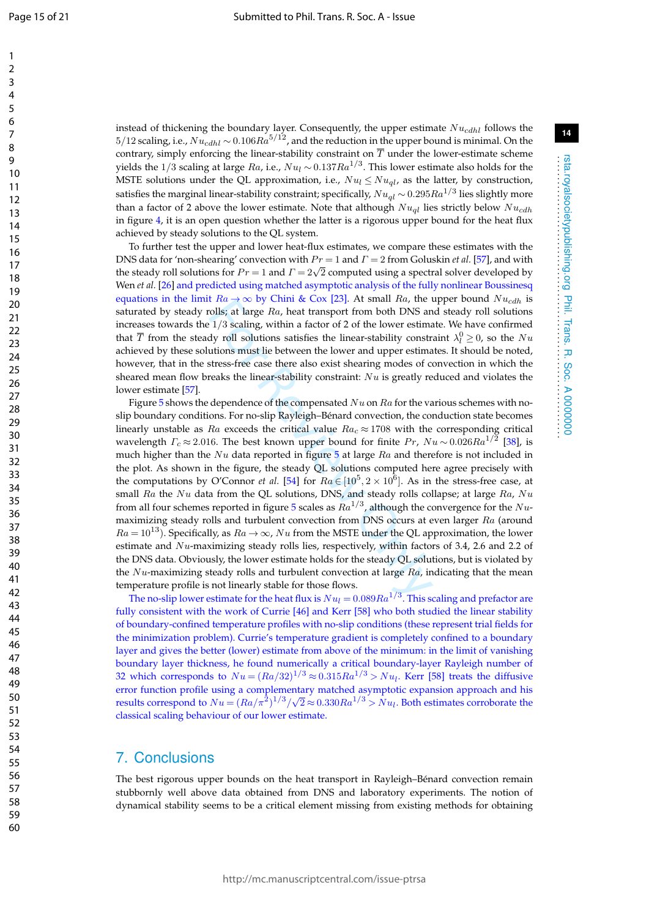instead of thickening the boundary layer. Consequently, the upper estimate $Nu_{cdhl}$ follows the $5/12$ scaling, i.e., $Nu_{cdhl} \sim 0.106 Ra^{5/12}$, and the reduction in the upper bound is minimal. On the contrary, simply enforcing the linear-stability constraint on $\overline{T}$ under the lower-estimate scheme yields the $1/3$ scaling at large $Ra$, i.e., $Nu_l \sim 0.137 Ra^{1/3}$. This lower estimate also holds for the MSTE solutions under the QL approximation, i.e., $Nu_l \leq Nu_{ql}$, as the latter, by construction, satisfies the marginal linear-stability constraint; specifically, $Nu_{ql} \sim 0.295 Ra^{1/3}$ lies slightly more than a factor of 2 above the lower estimate. Note that although $Nu_{ql}$ lies strictly below $Nu_{cdh}$ in figure 4, it is an open question whether the latter is a rigorous upper bound for the heat flux achieved by steady solutions to the QL system.

To further test the upper and lower heat-flux estimates, we compare these estimates with the DNS data for 'non-shearing' convection with $Pr = 1$ and $\Gamma = 2$ from Goluskin *et al.* [57], and with the steady roll solutions for $Pr = 1$ and $\Gamma = 2\sqrt{2}$ computed using a spectral solver developed by Wen *et al.* [26] and predicted using matched asymptotic analysis of the fully nonlinear Boussinesq equations in the limit $Ra \to \infty$ by Chini & Cox [23]. At small $Ra$, the upper bound $Nu_{cdh}$ is saturated by steady rolls; at large $Ra$, heat transport from both DNS and steady roll solutions increases towards the $1/3$ scaling, within a factor of 2 of the lower estimate. We have confirmed that $\overline{T}$ from the steady roll solutions satisfies the linear-stability constraint $\lambda_l^0 \geq 0$, so the $Nu$ achieved by these solutions must lie between the lower and upper estimates. It should be noted, however, that in the stress-free case there also exist shearing modes of convection in which the sheared mean flow breaks the linear-stability constraint: $Nu$ is greatly reduced and violates the lower estimate [57].

Figure 5 shows the dependence of the compensated $Nu$ on $Ra$ for the various schemes with no-slip boundary conditions. For no-slip Rayleigh–Bénard convection, the conduction state becomes linearly unstable as $Ra$ exceeds the critical value $Ra_c \approx 1708$ with the corresponding critical wavelength $\Gamma_c \approx 2.016$. The best known upper bound for finite $Pr$, $Nu \sim 0.026 Ra^{1/2}$ [38], is much higher than the $Nu$ data reported in figure 5 at large $Ra$ and therefore is not included in the plot. As shown in the figure, the steady QL solutions computed here agree precisely with the computations by O'Connor *et al.* [54] for $Ra \in [10^5, 2 \times 10^6]$. As in the stress-free case, at small $Ra$ the $Nu$ data from the QL solutions, DNS, and steady rolls collapse; at large $Ra$, $Nu$ from all four schemes reported in figure 5 scales as $Ra^{1/3}$, although the convergence for the $Nu$-maximizing steady rolls and turbulent convection from DNS occurs at even larger $Ra$ (around $Ra = 10^{13}$). Specifically, as $Ra \to \infty$, $Nu$ from the MSTE under the QL approximation, the lower estimate and $Nu$-maximizing steady rolls lies, respectively, within factors of 3.4, 2.6 and 2.2 of the DNS data. Obviously, the lower estimate holds for the steady QL solutions, but is violated by the $Nu$-maximizing steady rolls and turbulent convection at large $Ra$, indicating that the mean temperature profile is not linearly stable for those flows.

The no-slip lower estimate for the heat flux is $Nu_l = 0.089 Ra^{1/3}$. This scaling and prefactor are fully consistent with the work of Currie [46] and Kerr [58] who both studied the linear stability of boundary-confined temperature profiles with no-slip conditions (these represent trial fields for the minimization problem). Currie's temperature gradient is completely confined to a boundary layer and gives the better (lower) estimate from above of the minimum: in the limit of vanishing boundary layer thickness, he found numerically a critical boundary-layer Rayleigh number of 32 which corresponds to $Nu = (Ra/32)^{1/3} \approx 0.315 Ra^{1/3} > Nu_l$. Kerr [58] treats the diffusive error function profile using a complementary matched asymptotic expansion approach and his results correspond to $Nu = (Ra/\pi^2)^{1/3}/\sqrt{2} \approx 0.330 Ra^{1/3} > Nu_l$. Both estimates corroborate the classical scaling behaviour of our lower estimate.

## 7. Conclusions

The best rigorous upper bounds on the heat transport in Rayleigh–Bénard convection remain stubbornly well above data obtained from DNS and laboratory experiments. The notion of dynamical stability seems to be a critical element missing from existing methods for obtaining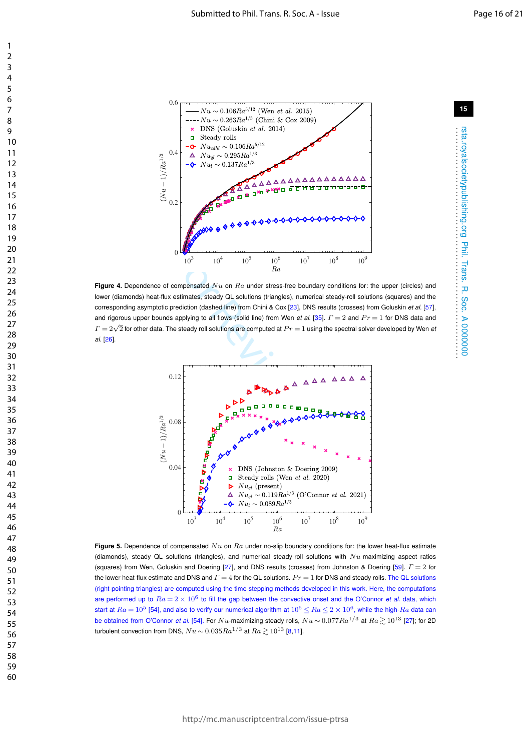**Figure 4.** Dependence of compensated $Nu$ on $Ra$ under stress-free boundary conditions for: the upper (circles) and lower (diamonds) heat-flux estimates, steady QL solutions (triangles), numerical steady-roll solutions (squares) and the corresponding asymptotic prediction (dashed line) from Chini & Cox [23], DNS results (crosses) from Goluskin *et al.* [57], and rigorous upper bounds applying to all flows (solid line) from Wen *et al.* [35]. $\Gamma = 2$ and $Pr = 1$ for DNS data and $\Gamma = 2\sqrt{2}$ for other data. The steady roll solutions are computed at $Pr = 1$ using the spectral solver developed by Wen *et al.* [26].

**Figure 5.** Dependence of compensated $Nu$ on $Ra$ under no-slip boundary conditions for: the lower heat-flux estimate (diamonds), steady QL solutions (triangles), and numerical steady-roll solutions with $Nu$-maximizing aspect ratios (squares) from Wen, Goluskin and Doering [27], and DNS results (crosses) from Johnston & Doering [59]. $\Gamma = 2$ for the lower heat-flux estimate and DNS and $\Gamma = 4$ for the QL solutions. $Pr = 1$ for DNS and steady rolls. The QL solutions (right-pointing triangles) are computed using the time-stepping methods developed in this work. Here, the computations are performed up to $Ra = 2 \times 10^6$ to fill the gap between the convective onset and the O'Connor *et al.* data, which start at $Ra = 10^5$ [54], and also to verify our numerical algorithm at $10^5 \leq Ra \leq 2 \times 10^6$, while the high-$Ra$ data can be obtained from O'Connor *et al.* [54]. For $Nu$-maximizing steady rolls, $Nu \sim 0.077Ra^{1/3}$ at $Ra \gtrsim 10^{13}$ [27]; for 2D turbulent convection from DNS, $Nu \sim 0.035Ra^{1/3}$ at $Ra \gtrsim 10^{13}$ [8,11].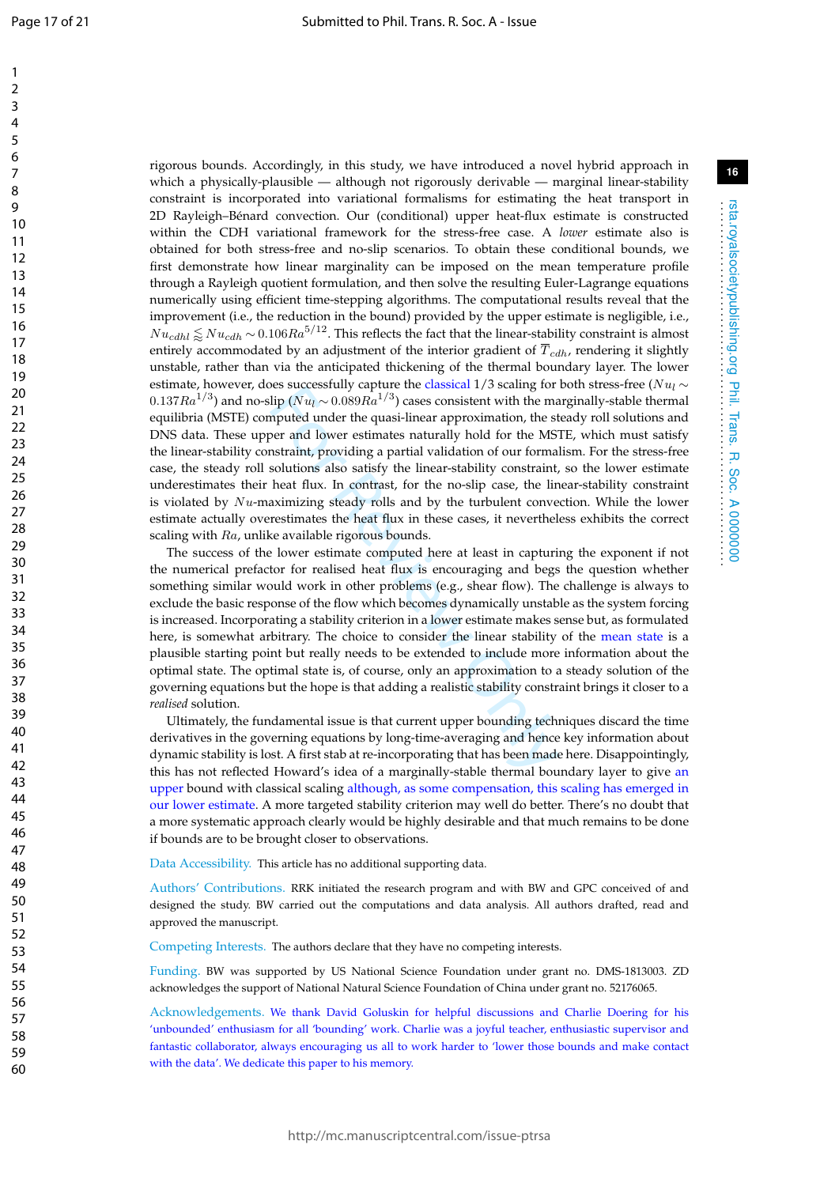rigorous bounds. Accordingly, in this study, we have introduced a novel hybrid approach in which a physically-plausible — although not rigorously derivable — marginal linear-stability constraint is incorporated into variational formalisms for estimating the heat transport in 2D Rayleigh–Bénard convection. Our (conditional) upper heat-flux estimate is constructed within the CDH variational framework for the stress-free case. A *lower* estimate also is obtained for both stress-free and no-slip scenarios. To obtain these conditional bounds, we first demonstrate how linear marginality can be imposed on the mean temperature profile through a Rayleigh quotient formulation, and then solve the resulting Euler-Lagrange equations numerically using efficient time-stepping algorithms. The computational results reveal that the improvement (i.e., the reduction in the bound) provided by the upper estimate is negligible, i.e., $Nu_{cdhl} \lessapprox Nu_{cdh} \sim 0.106Ra^{5/12}$. This reflects the fact that the linear-stability constraint is almost entirely accommodated by an adjustment of the interior gradient of $\overline{T}_{cdh}$, rendering it slightly unstable, rather than via the anticipated thickening of the thermal boundary layer. The lower estimate, however, does successfully capture the classical $1/3$ scaling for both stress-free ($Nu_l \sim 0.137Ra^{1/3}$) and no-slip ($Nu_l \sim 0.089Ra^{1/3}$) cases consistent with the marginally-stable thermal equilibria (MSTE) computed under the quasi-linear approximation, the steady roll solutions and DNS data. These upper and lower estimates naturally hold for the MSTE, which must satisfy the linear-stability constraint, providing a partial validation of our formalism. For the stress-free case, the steady roll solutions also satisfy the linear-stability constraint, so the lower estimate underestimates their heat flux. In contrast, for the no-slip case, the linear-stability constraint is violated by $Nu$-maximizing steady rolls and by the turbulent convection. While the lower estimate actually overestimates the heat flux in these cases, it nevertheless exhibits the correct scaling with $Ra$, unlike available rigorous bounds.

The success of the lower estimate computed here at least in capturing the exponent if not the numerical prefactor for realised heat flux is encouraging and begs the question whether something similar would work in other problems (e.g., shear flow). The challenge is always to exclude the basic response of the flow which becomes dynamically unstable as the system forcing is increased. Incorporating a stability criterion in a lower estimate makes sense but, as formulated here, is somewhat arbitrary. The choice to consider the linear stability of the mean state is a plausible starting point but really needs to be extended to include more information about the optimal state. The optimal state is, of course, only an approximation to a steady solution of the governing equations but the hope is that adding a realistic stability constraint brings it closer to a *realised* solution.

Ultimately, the fundamental issue is that current upper bounding techniques discard the time derivatives in the governing equations by long-time-averaging and hence key information about dynamic stability is lost. A first stab at re-incorporating that has been made here. Disappointingly, this has not reflected Howard's idea of a marginally-stable thermal boundary layer to give an upper bound with classical scaling although, as some compensation, this scaling has emerged in our lower estimate. A more targeted stability criterion may well do better. There's no doubt that a more systematic approach clearly would be highly desirable and that much remains to be done if bounds are to be brought closer to observations.

Data Accessibility. This article has no additional supporting data.

Authors' Contributions. RRK initiated the research program and with BW and GPC conceived of and designed the study. BW carried out the computations and data analysis. All authors drafted, read and approved the manuscript.

Competing Interests. The authors declare that they have no competing interests.

Funding. BW was supported by US National Science Foundation under grant no. DMS-1813003. ZD acknowledges the support of National Natural Science Foundation of China under grant no. 52176065.

Acknowledgements. We thank David Goluskin for helpful discussions and Charlie Doering for his 'unbounded' enthusiasm for all 'bounding' work. Charlie was a joyful teacher, enthusiastic supervisor and fantastic collaborator, always encouraging us all to work harder to 'lower those bounds and make contact with the data'. We dedicate this paper to his memory.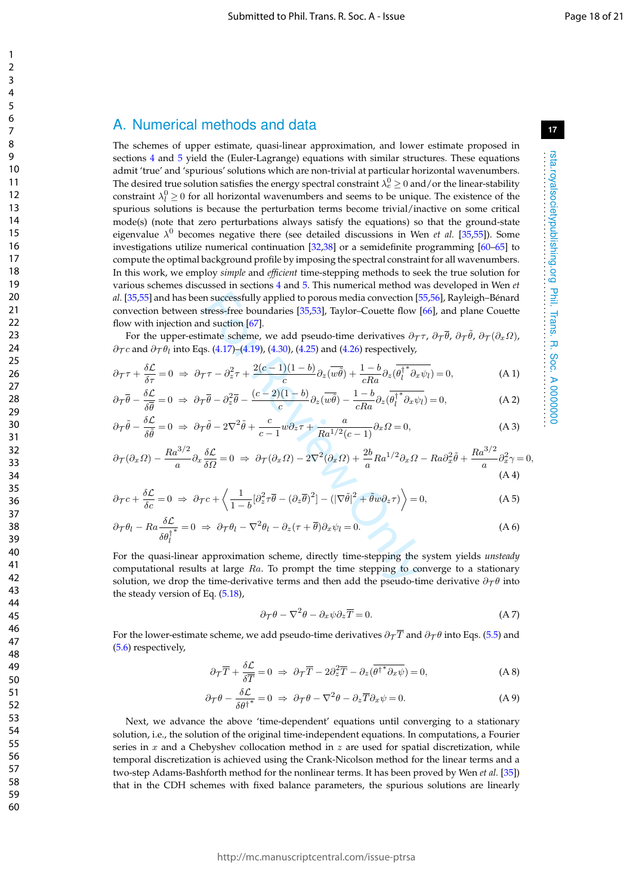## A. Numerical methods and data

The schemes of upper estimate, quasi-linear approximation, and lower estimate proposed in sections 4 and 5 yield the (Euler-Lagrange) equations with similar structures. These equations admit 'true' and 'spurious' solutions which are non-trivial at particular horizontal wavenumbers. The desired true solution satisfies the energy spectral constraint $\lambda_e^0 \geq 0$ and/or the linear-stability constraint $\lambda_l^0 \geq 0$ for all horizontal wavenumbers and seems to be unique. The existence of the spurious solutions is because the perturbation terms become trivial/inactive on some critical mode(s) (note that zero perturbations always satisfy the equations) so that the ground-state eigenvalue $\lambda^0$ becomes negative there (see detailed discussions in Wen *et al.* [35,55]). Some investigations utilize numerical continuation [32,38] or a semidefinite programming [60–65] to compute the optimal background profile by imposing the spectral constraint for all wavenumbers. In this work, we employ *simple* and *efficient* time-stepping methods to seek the true solution for various schemes discussed in sections 4 and 5. This numerical method was developed in Wen *et al.* [35,55] and has been successfully applied to porous media convection [55,56], Rayleigh–Bénard convection between stress-free boundaries [35,53], Taylor–Couette flow [66], and plane Couette flow with injection and suction [67].

For the upper-estimate scheme, we add pseudo-time derivatives $\partial_{\mathcal{T}}\tau$, $\partial_{\mathcal{T}}\overline{\theta}$, $\partial_{\mathcal{T}}\tilde{\theta}$, $\partial_{\mathcal{T}}(\partial_x\Omega)$, $\partial_{\mathcal{T}}c$ and $\partial_{\mathcal{T}}\theta_l$ into Eqs. (4.17)–(4.19), (4.30), (4.25) and (4.26) respectively,

$$\partial_{\mathcal{T}}\tau + \frac{\delta\mathcal{L}}{\delta\tau} = 0 \;\Rightarrow\; \partial_{\mathcal{T}}\tau - \partial_z^2\tau + \frac{2(c-1)(1-b)}{c}\partial_z(\overline{w\tilde{\theta}}) + \frac{1-b}{cRa}\partial_z(\overline{\theta_l^{\dagger *}\partial_x\psi_l}) = 0, \tag{A 1}$$

$$\partial_{\mathcal{T}}\overline{\theta} - \frac{\delta\mathcal{L}}{\delta\overline{\theta}} = 0 \;\Rightarrow\; \partial_{\mathcal{T}}\overline{\theta} - \partial_z^2\overline{\theta} - \frac{(c-2)(1-b)}{c}\partial_z(\overline{w\tilde{\theta}}) - \frac{1-b}{cRa}\partial_z(\overline{\theta_l^{\dagger *}\partial_x\psi_l}) = 0, \tag{A 2}$$

$$\partial_{\mathcal{T}}\tilde{\theta} - \frac{\delta\mathcal{L}}{\delta\tilde{\theta}} = 0 \;\Rightarrow\; \partial_{\mathcal{T}}\tilde{\theta} - 2\nabla^2\tilde{\theta} + \frac{c}{c-1}w\partial_z\tau + \frac{a}{Ra^{1/2}(c-1)}\partial_x\Omega = 0, \tag{A 3}$$

$$\partial_{\mathcal{T}}(\partial_x\Omega) - \frac{Ra^{3/2}}{a}\partial_x\frac{\delta\mathcal{L}}{\delta\Omega} = 0 \;\Rightarrow\; \partial_{\mathcal{T}}(\partial_x\Omega) - 2\nabla^2(\partial_x\Omega) + \frac{2b}{a}Ra^{1/2}\partial_x\Omega - Ra\partial_x^2\tilde{\theta} + \frac{Ra^{3/2}}{a}\partial_x^2\gamma = 0, \tag{A 4}$$

$$\partial_{\mathcal{T}}c + \frac{\delta\mathcal{L}}{\delta c} = 0 \;\Rightarrow\; \partial_{\mathcal{T}}c + \left\langle \frac{1}{1-b}[\partial_z^2\tau\overline{\theta} - (\partial_z\overline{\theta})^2] - (|\nabla\tilde{\theta}|^2 + \tilde{\theta}w\partial_z\tau) \right\rangle = 0, \tag{A 5}$$

$$\partial_{\mathcal{T}}\theta_l - Ra\frac{\delta\mathcal{L}}{\delta\theta_l^{\dagger *}} = 0 \;\Rightarrow\; \partial_{\mathcal{T}}\theta_l - \nabla^2\theta_l - \partial_z(\tau + \overline{\theta})\partial_x\psi_l = 0. \tag{A 6}$$

For the quasi-linear approximation scheme, directly time-stepping the system yields *unsteady* computational results at large $Ra$. To prompt the time stepping to converge to a stationary solution, we drop the time-derivative terms and then add the pseudo-time derivative $\partial_{\mathcal{T}}\theta$ into the steady version of Eq. (5.18),

$$\partial_{\mathcal{T}}\theta - \nabla^2\theta - \partial_x\psi\partial_z\overline{T} = 0. \tag{A 7}$$

For the lower-estimate scheme, we add pseudo-time derivatives $\partial_{\mathcal{T}}\overline{T}$ and $\partial_{\mathcal{T}}\theta$ into Eqs. (5.5) and (5.6) respectively,

$$\partial_{\mathcal{T}}\overline{T} + \frac{\delta\mathcal{L}}{\delta\overline{T}} = 0 \;\Rightarrow\; \partial_{\mathcal{T}}\overline{T} - 2\partial_z^2\overline{T} - \partial_z(\overline{\theta^{\dagger *}\partial_x\psi}) = 0, \tag{A 8}$$

$$\partial_{\mathcal{T}}\theta - \frac{\delta\mathcal{L}}{\delta\theta^{\dagger *}} = 0 \;\Rightarrow\; \partial_{\mathcal{T}}\theta - \nabla^2\theta - \partial_z\overline{T}\partial_x\psi = 0. \tag{A 9}$$

Next, we advance the above 'time-dependent' equations until converging to a stationary solution, i.e., the solution of the original time-independent equations. In computations, a Fourier series in $x$ and a Chebyshev collocation method in $z$ are used for spatial discretization, while temporal discretization is achieved using the Crank-Nicolson method for the linear terms and a two-step Adams-Bashforth method for the nonlinear terms. It has been proved by Wen *et al.* [35]) that in the CDH schemes with fixed balance parameters, the spurious solutions are linearly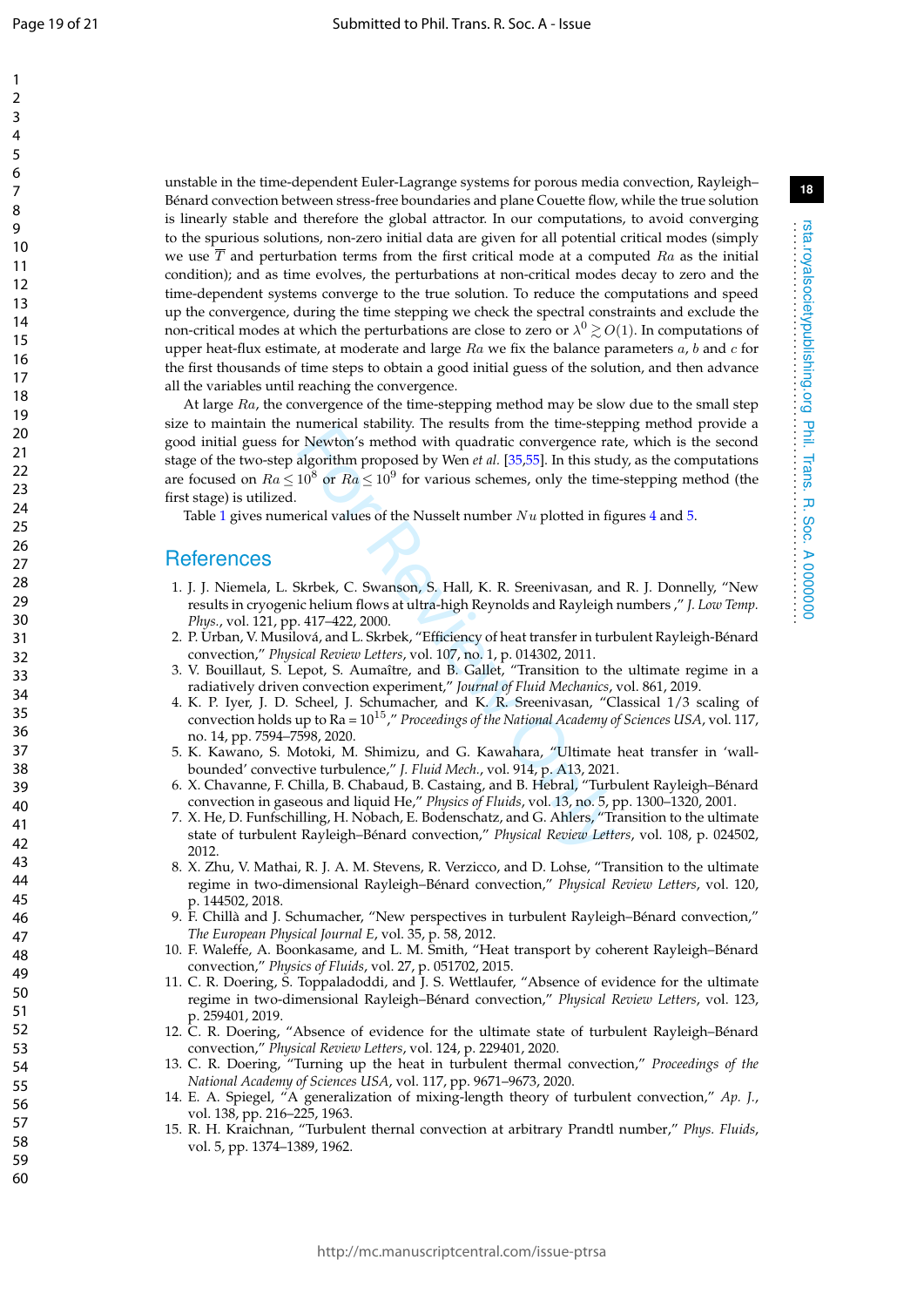unstable in the time-dependent Euler-Lagrange systems for porous media convection, Rayleigh–Bénard convection between stress-free boundaries and plane Couette flow, while the true solution is linearly stable and therefore the global attractor. In our computations, to avoid converging to the spurious solutions, non-zero initial data are given for all potential critical modes (simply we use $\overline{T}$ and perturbation terms from the first critical mode at a computed $Ra$ as the initial condition); and as time evolves, the perturbations at non-critical modes decay to zero and the time-dependent systems converge to the true solution. To reduce the computations and speed up the convergence, during the time stepping we check the spectral constraints and exclude the non-critical modes at which the perturbations are close to zero or $\lambda^0 \gtrsim O(1)$. In computations of upper heat-flux estimate, at moderate and large $Ra$ we fix the balance parameters $a$, $b$ and $c$ for the first thousands of time steps to obtain a good initial guess of the solution, and then advance all the variables until reaching the convergence.

At large $Ra$, the convergence of the time-stepping method may be slow due to the small step size to maintain the numerical stability. The results from the time-stepping method provide a good initial guess for Newton's method with quadratic convergence rate, which is the second stage of the two-step algorithm proposed by Wen *et al.* [35,55]. In this study, as the computations are focused on $Ra \leq 10^8$ or $Ra \leq 10^9$ for various schemes, only the time-stepping method (the first stage) is utilized.

Table 1 gives numerical values of the Nusselt number $Nu$ plotted in figures 4 and 5.

## References

1. J. J. Niemela, L. Skrbek, C. Swanson, S. Hall, K. R. Sreenivasan, and R. J. Donnelly, "New results in cryogenic helium flows at ultra-high Reynolds and Rayleigh numbers," *J. Low Temp. Phys.*, vol. 121, pp. 417–422, 2000.
2. P. Urban, V. Musilová, and L. Skrbek, "Efficiency of heat transfer in turbulent Rayleigh-Bénard convection," *Physical Review Letters*, vol. 107, no. 1, p. 014302, 2011.
3. V. Bouillaut, S. Lepot, S. Aumaître, and B. Gallet, "Transition to the ultimate regime in a radiatively driven convection experiment," *Journal of Fluid Mechanics*, vol. 861, 2019.
4. K. P. Iyer, J. D. Scheel, J. Schumacher, and K. R. Sreenivasan, "Classical 1/3 scaling of convection holds up to Ra = $10^{15}$," *Proceedings of the National Academy of Sciences USA*, vol. 117, no. 14, pp. 7594–7598, 2020.
5. K. Kawano, S. Motoki, M. Shimizu, and G. Kawahara, "Ultimate heat transfer in 'wall-bounded' convective turbulence," *J. Fluid Mech.*, vol. 914, p. A13, 2021.
6. X. Chavanne, F. Chilla, B. Chabaud, B. Castaing, and B. Hebral, "Turbulent Rayleigh–Bénard convection in gaseous and liquid He," *Physics of Fluids*, vol. 13, no. 5, pp. 1300–1320, 2001.
7. X. He, D. Funfschilling, H. Nobach, E. Bodenschatz, and G. Ahlers, "Transition to the ultimate state of turbulent Rayleigh–Bénard convection," *Physical Review Letters*, vol. 108, p. 024502, 2012.
8. X. Zhu, V. Mathai, R. J. A. M. Stevens, R. Verzicco, and D. Lohse, "Transition to the ultimate regime in two-dimensional Rayleigh–Bénard convection," *Physical Review Letters*, vol. 120, p. 144502, 2018.
9. F. Chillà and J. Schumacher, "New perspectives in turbulent Rayleigh–Bénard convection," *The European Physical Journal E*, vol. 35, p. 58, 2012.
10. F. Waleffe, A. Boonkasame, and L. M. Smith, "Heat transport by coherent Rayleigh–Bénard convection," *Physics of Fluids*, vol. 27, p. 051702, 2015.
11. C. R. Doering, S. Toppaladoddi, and J. S. Wettlaufer, "Absence of evidence for the ultimate regime in two-dimensional Rayleigh–Bénard convection," *Physical Review Letters*, vol. 123, p. 259401, 2019.
12. C. R. Doering, "Absence of evidence for the ultimate state of turbulent Rayleigh–Bénard convection," *Physical Review Letters*, vol. 124, p. 229401, 2020.
13. C. R. Doering, "Turning up the heat in turbulent thermal convection," *Proceedings of the National Academy of Sciences USA*, vol. 117, pp. 9671–9673, 2020.
14. E. A. Spiegel, "A generalization of mixing-length theory of turbulent convection," *Ap. J.*, vol. 138, pp. 216–225, 1963.
15. R. H. Kraichnan, "Turbulent thermal convection at arbitrary Prandtl number," *Phys. Fluids*, vol. 5, pp. 1374–1389, 1962.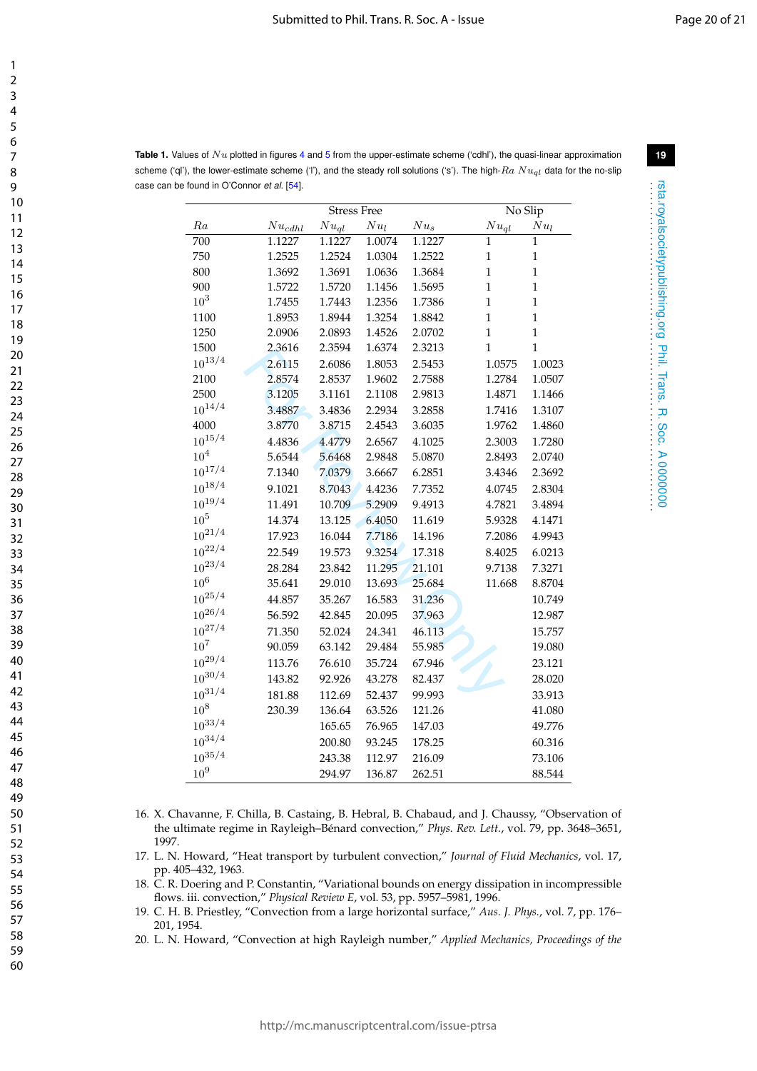**Table 1.** Values of $Nu$ plotted in figures 4 and 5 from the upper-estimate scheme ('cdhl'), the quasi-linear approximation scheme ('ql'), the lower-estimate scheme ('l'), and the steady roll solutions ('s'). The high-$Ra$ $Nu_{ql}$ data for the no-slip case can be found in O'Connor *et al.* [54].

| | Stress Free | | | | No Slip | |
|---|---|---|---|---|---|---|
| $Ra$ | $Nu_{cdhl}$ | $Nu_{ql}$ | $Nu_l$ | $Nu_s$ | $Nu_{ql}$ | $Nu_l$ |
| 700 | 1.1227 | 1.1227 | 1.0074 | 1.1227 | 1 | 1 |
| 750 | 1.2525 | 1.2524 | 1.0304 | 1.2522 | 1 | 1 |
| 800 | 1.3692 | 1.3691 | 1.0636 | 1.3684 | 1 | 1 |
| 900 | 1.5722 | 1.5720 | 1.1456 | 1.5695 | 1 | 1 |
| $10^3$ | 1.7455 | 1.7443 | 1.2356 | 1.7386 | 1 | 1 |
| 1100 | 1.8953 | 1.8944 | 1.3254 | 1.8842 | 1 | 1 |
| 1250 | 2.0906 | 2.0893 | 1.4526 | 2.0702 | 1 | 1 |
| 1500 | 2.3616 | 2.3594 | 1.6374 | 2.3213 | 1 | 1 |
| $10^{13/4}$ | 2.6115 | 2.6086 | 1.8053 | 2.5453 | 1.0575 | 1.0023 |
| 2100 | 2.8574 | 2.8537 | 1.9602 | 2.7588 | 1.2784 | 1.0507 |
| 2500 | 3.1205 | 3.1161 | 2.1108 | 2.9813 | 1.4871 | 1.1466 |
| $10^{14/4}$ | 3.4887 | 3.4836 | 2.2934 | 3.2858 | 1.7416 | 1.3107 |
| 4000 | 3.8770 | 3.8715 | 2.4543 | 3.6035 | 1.9762 | 1.4860 |
| $10^{15/4}$ | 4.4836 | 4.4779 | 2.6567 | 4.1025 | 2.3003 | 1.7280 |
| $10^4$ | 5.6544 | 5.6468 | 2.9848 | 5.0870 | 2.8493 | 2.0740 |
| $10^{17/4}$ | 7.1340 | 7.0379 | 3.6667 | 6.2851 | 3.4346 | 2.3692 |
| $10^{18/4}$ | 9.1021 | 8.7043 | 4.4236 | 7.7352 | 4.0745 | 2.8304 |
| $10^{19/4}$ | 11.491 | 10.709 | 5.2909 | 9.4913 | 4.7821 | 3.4894 |
| $10^5$ | 14.374 | 13.125 | 6.4050 | 11.619 | 5.9328 | 4.1471 |
| $10^{21/4}$ | 17.923 | 16.044 | 7.7186 | 14.196 | 7.2086 | 4.9943 |
| $10^{22/4}$ | 22.549 | 19.573 | 9.3254 | 17.318 | 8.4025 | 6.0213 |
| $10^{23/4}$ | 28.284 | 23.842 | 11.295 | 21.101 | 9.7138 | 7.3271 |
| $10^6$ | 35.641 | 29.010 | 13.693 | 25.684 | 11.668 | 8.8704 |
| $10^{25/4}$ | 44.857 | 35.267 | 16.583 | 31.236 | | 10.749 |
| $10^{26/4}$ | 56.592 | 42.845 | 20.095 | 37.963 | | 12.987 |
| $10^{27/4}$ | 71.350 | 52.024 | 24.341 | 46.113 | | 15.757 |
| $10^7$ | 90.059 | 63.142 | 29.484 | 55.985 | | 19.080 |
| $10^{29/4}$ | 113.76 | 76.610 | 35.724 | 67.946 | | 23.121 |
| $10^{30/4}$ | 143.82 | 92.926 | 43.278 | 82.437 | | 28.020 |
| $10^{31/4}$ | 181.88 | 112.69 | 52.437 | 99.993 | | 33.913 |
| $10^8$ | 230.39 | 136.64 | 63.526 | 121.26 | | 41.080 |
| $10^{33/4}$ | | 165.65 | 76.965 | 147.03 | | 49.776 |
| $10^{34/4}$ | | 200.80 | 93.245 | 178.25 | | 60.316 |
| $10^{35/4}$ | | 243.38 | 112.97 | 216.09 | | 73.106 |
| $10^9$ | | 294.97 | 136.87 | 262.51 | | 88.544 |

16. X. Chavanne, F. Chilla, B. Castaing, B. Hebral, B. Chabaud, and J. Chaussy, "Observation of the ultimate regime in Rayleigh–Bénard convection," *Phys. Rev. Lett.*, vol. 79, pp. 3648–3651, 1997.
17. L. N. Howard, "Heat transport by turbulent convection," *Journal of Fluid Mechanics*, vol. 17, pp. 405–432, 1963.
18. C. R. Doering and P. Constantin, "Variational bounds on energy dissipation in incompressible flows. iii. convection," *Physical Review E*, vol. 53, pp. 5957–5981, 1996.
19. C. H. B. Priestley, "Convection from a large horizontal surface," *Aus. J. Phys.*, vol. 7, pp. 176–201, 1954.
20. L. N. Howard, "Convection at high Rayleigh number," *Applied Mechanics, Proceedings of the*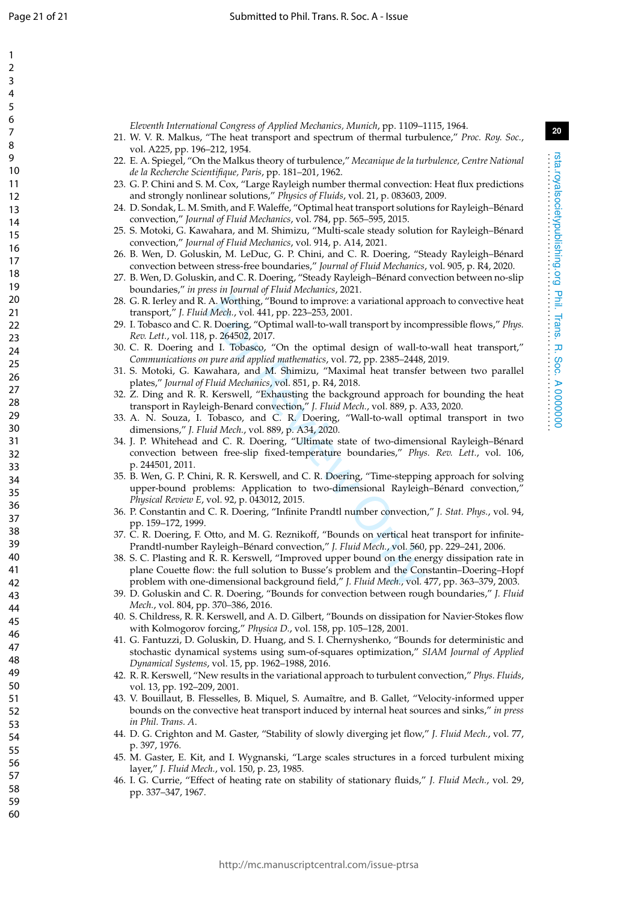Eleventh International Congress of Applied Mechanics, Munich*, pp. 1109–1115, 1964.

21. W. V. R. Malkus, "The heat transport and spectrum of thermal turbulence," *Proc. Roy. Soc.*, vol. A225, pp. 196–212, 1954.
22. E. A. Spiegel, "On the Malkus theory of turbulence," *Mecanique de la turbulence, Centre National de la Recherche Scientifique, Paris*, pp. 181–201, 1962.
23. G. P. Chini and S. M. Cox, "Large Rayleigh number thermal convection: Heat flux predictions and strongly nonlinear solutions," *Physics of Fluids*, vol. 21, p. 083603, 2009.
24. D. Sondak, L. M. Smith, and F. Waleffe, "Optimal heat transport solutions for Rayleigh–Bénard convection," *Journal of Fluid Mechanics*, vol. 784, pp. 565–595, 2015.
25. S. Motoki, G. Kawahara, and M. Shimizu, "Multi-scale steady solution for Rayleigh–Bénard convection," *Journal of Fluid Mechanics*, vol. 914, p. A14, 2021.
26. B. Wen, D. Goluskin, M. LeDuc, G. P. Chini, and C. R. Doering, "Steady Rayleigh–Bénard convection between stress-free boundaries," *Journal of Fluid Mechanics*, vol. 905, p. R4, 2020.
27. B. Wen, D. Goluskin, and C. R. Doering, "Steady Rayleigh–Bénard convection between no-slip boundaries," *in press in Journal of Fluid Mechanics*, 2021.
28. G. R. Ierley and R. A. Worthing, "Bound to improve: a variational approach to convective heat transport," *J. Fluid Mech.*, vol. 441, pp. 223–253, 2001.
29. I. Tobasco and C. R. Doering, "Optimal wall-to-wall transport by incompressible flows," *Phys. Rev. Lett.*, vol. 118, p. 264502, 2017.
30. C. R. Doering and I. Tobasco, "On the optimal design of wall-to-wall heat transport," *Communications on pure and applied mathematics*, vol. 72, pp. 2385–2448, 2019.
31. S. Motoki, G. Kawahara, and M. Shimizu, "Maximal heat transfer between two parallel plates," *Journal of Fluid Mechanics*, vol. 851, p. R4, 2018.
32. Z. Ding and R. R. Kerswell, "Exhausting the background approach for bounding the heat transport in Rayleigh-Benard convection," *J. Fluid Mech.*, vol. 889, p. A33, 2020.
33. A. N. Souza, I. Tobasco, and C. R. Doering, "Wall-to-wall optimal transport in two dimensions," *J. Fluid Mech.*, vol. 889, p. A34, 2020.
34. J. P. Whitehead and C. R. Doering, "Ultimate state of two-dimensional Rayleigh–Bénard convection between free-slip fixed-temperature boundaries," *Phys. Rev. Lett.*, vol. 106, p. 244501, 2011.
35. B. Wen, G. P. Chini, R. R. Kerswell, and C. R. Doering, "Time-stepping approach for solving upper-bound problems: Application to two-dimensional Rayleigh–Bénard convection," *Physical Review E*, vol. 92, p. 043012, 2015.
36. P. Constantin and C. R. Doering, "Infinite Prandtl number convection," *J. Stat. Phys.*, vol. 94, pp. 159–172, 1999.
37. C. R. Doering, F. Otto, and M. G. Reznikoff, "Bounds on vertical heat transport for infinite-Prandtl-number Rayleigh–Bénard convection," *J. Fluid Mech.*, vol. 560, pp. 229–241, 2006.
38. S. C. Plasting and R. R. Kerswell, "Improved upper bound on the energy dissipation rate in plane Couette flow: the full solution to Busse's problem and the Constantin–Doering–Hopf problem with one-dimensional background field," *J. Fluid Mech.*, vol. 477, pp. 363–379, 2003.
39. D. Goluskin and C. R. Doering, "Bounds for convection between rough boundaries," *J. Fluid Mech.*, vol. 804, pp. 370–386, 2016.
40. S. Childress, R. R. Kerswell, and A. D. Gilbert, "Bounds on dissipation for Navier-Stokes flow with Kolmogorov forcing," *Physica D.*, vol. 158, pp. 105–128, 2001.
41. G. Fantuzzi, D. Goluskin, D. Huang, and S. I. Chernyshenko, "Bounds for deterministic and stochastic dynamical systems using sum-of-squares optimization," *SIAM Journal of Applied Dynamical Systems*, vol. 15, pp. 1962–1988, 2016.
42. R. R. Kerswell, "New results in the variational approach to turbulent convection," *Phys. Fluids*, vol. 13, pp. 192–209, 2001.
43. V. Bouillaut, B. Flesselles, B. Miquel, S. Aumaître, and B. Gallet, "Velocity-informed upper bounds on the convective heat transport induced by internal heat sources and sinks," *in press in Phil. Trans. A.*
44. D. G. Crighton and M. Gaster, "Stability of slowly diverging jet flow," *J. Fluid Mech.*, vol. 77, p. 397, 1976.
45. M. Gaster, E. Kit, and I. Wygnanski, "Large scales structures in a forced turbulent mixing layer," *J. Fluid Mech.*, vol. 150, p. 23, 1985.
46. I. G. Currie, "Effect of heating rate on stability of stationary fluids," *J. Fluid Mech.*, vol. 29, pp. 337–347, 1967.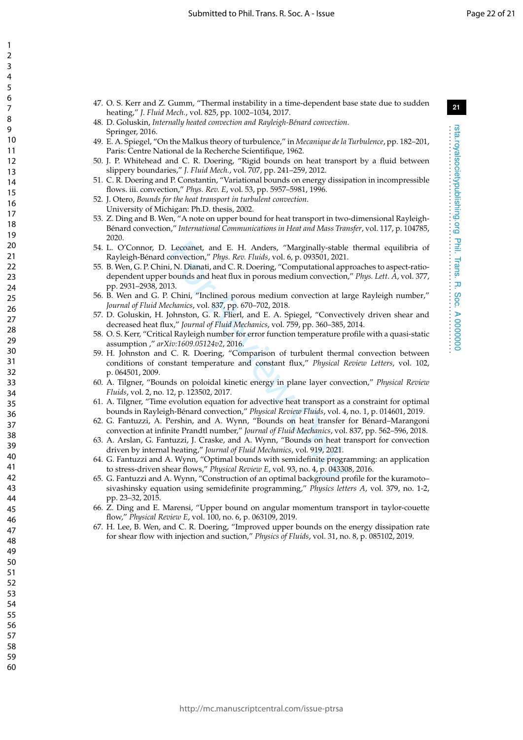47. O. S. Kerr and Z. Gumm, "Thermal instability in a time-dependent base state due to sudden heating," *J. Fluid Mech.*, vol. 825, pp. 1002–1034, 2017.
48. D. Goluskin, *Internally heated convection and Rayleigh-Bénard convection.* Springer, 2016.
49. E. A. Spiegel, "On the Malkus theory of turbulence," in *Mecanique de la Turbulence*, pp. 182–201, Paris: Centre National de la Recherche Scientifique, 1962.
50. J. P. Whitehead and C. R. Doering, "Rigid bounds on heat transport by a fluid between slippery boundaries," *J. Fluid Mech.*, vol. 707, pp. 241–259, 2012.
51. C. R. Doering and P. Constantin, "Variational bounds on energy dissipation in incompressible flows. iii. convection," *Phys. Rev. E*, vol. 53, pp. 5957–5981, 1996.
52. J. Otero, *Bounds for the heat transport in turbulent convection.* University of Michigan: Ph.D. thesis, 2002.
53. Z. Ding and B. Wen, "A note on upper bound for heat transport in two-dimensional Rayleigh-Bénard convection," *International Communications in Heat and Mass Transfer*, vol. 117, p. 104785, 2020.
54. L. O'Connor, D. Lecoanet, and E. H. Anders, "Marginally-stable thermal equilibria of Rayleigh-Bénard convection," *Phys. Rev. Fluids*, vol. 6, p. 093501, 2021.
55. B. Wen, G. P. Chini, N. Dianati, and C. R. Doering, "Computational approaches to aspect-ratio-dependent upper bounds and heat flux in porous medium convection," *Phys. Lett. A*, vol. 377, pp. 2931–2938, 2013.
56. B. Wen and G. P. Chini, "Inclined porous medium convection at large Rayleigh number," *Journal of Fluid Mechanics*, vol. 837, pp. 670–702, 2018.
57. D. Goluskin, H. Johnston, G. R. Flierl, and E. A. Spiegel, "Convectively driven shear and decreased heat flux," *Journal of Fluid Mechanics*, vol. 759, pp. 360–385, 2014.
58. O. S. Kerr, "Critical Rayleigh number for error function temperature profile with a quasi-static assumption ," *arXiv:1609.05124v2*, 2016.
59. H. Johnston and C. R. Doering, "Comparison of turbulent thermal convection between conditions of constant temperature and constant flux," *Physical Review Letters*, vol. 102, p. 064501, 2009.
60. A. Tilgner, "Bounds on poloidal kinetic energy in plane layer convection," *Physical Review Fluids*, vol. 2, no. 12, p. 123502, 2017.
61. A. Tilgner, "Time evolution equation for advective heat transport as a constraint for optimal bounds in Rayleigh-Bénard convection," *Physical Review Fluids*, vol. 4, no. 1, p. 014601, 2019.
62. G. Fantuzzi, A. Pershin, and A. Wynn, "Bounds on heat transfer for Bénard–Marangoni convection at infinite Prandtl number," *Journal of Fluid Mechanics*, vol. 837, pp. 562–596, 2018.
63. A. Arslan, G. Fantuzzi, J. Craske, and A. Wynn, "Bounds on heat transport for convection driven by internal heating," *Journal of Fluid Mechanics*, vol. 919, 2021.
64. G. Fantuzzi and A. Wynn, "Optimal bounds with semidefinite programming: an application to stress-driven shear flows," *Physical Review E*, vol. 93, no. 4, p. 043308, 2016.
65. G. Fantuzzi and A. Wynn, "Construction of an optimal background profile for the kuramoto–sivashinsky equation using semidefinite programming," *Physics letters A*, vol. 379, no. 1-2, pp. 23–32, 2015.
66. Z. Ding and E. Marensi, "Upper bound on angular momentum transport in taylor-couette flow," *Physical Review E*, vol. 100, no. 6, p. 063109, 2019.
67. H. Lee, B. Wen, and C. R. Doering, "Improved upper bounds on the energy dissipation rate for shear flow with injection and suction," *Physics of Fluids*, vol. 31, no. 8, p. 085102, 2019.